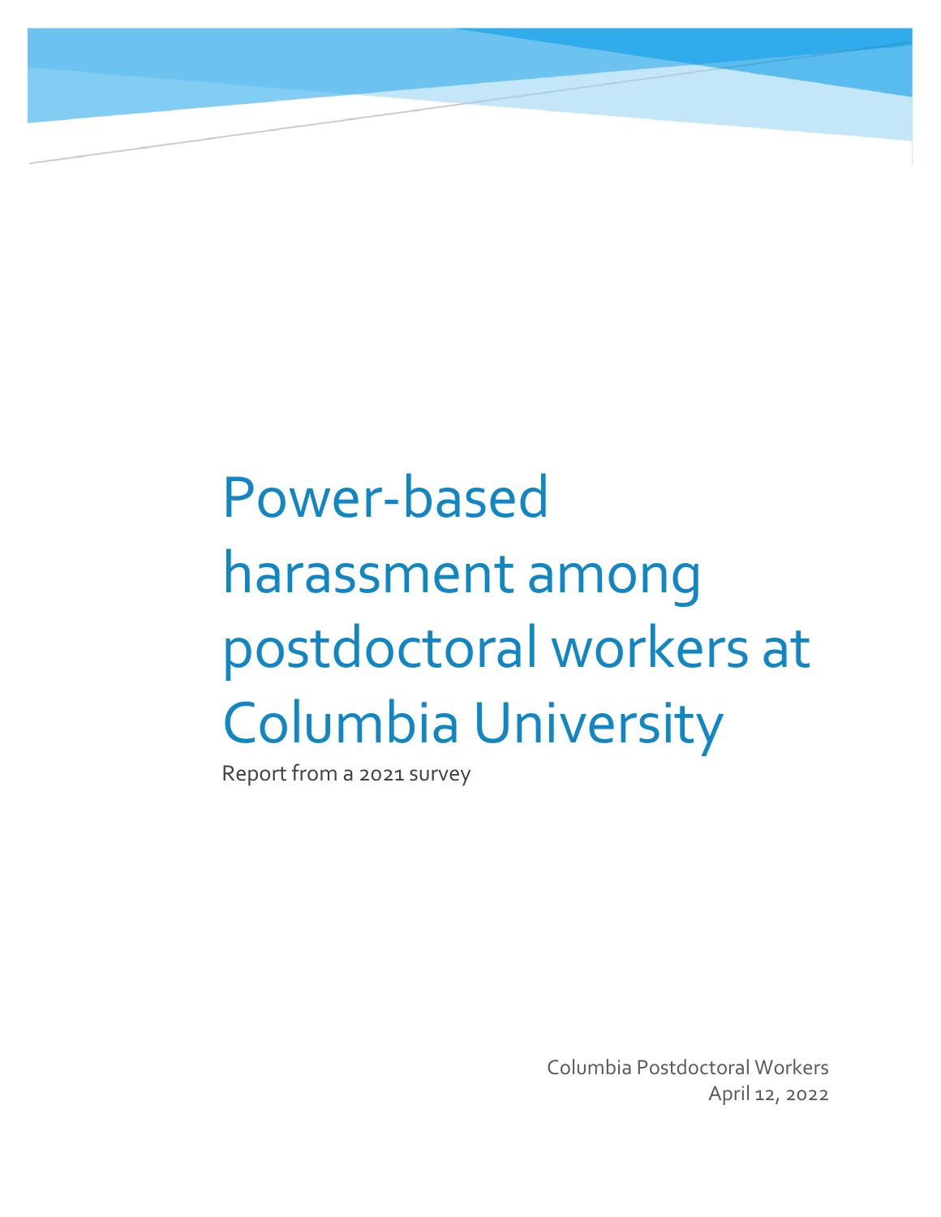# Power-based harassment among postdoctoral workers at Columbia University

Report from a 2021 survey

Columbia Postdoctoral Workers
April 12, 2022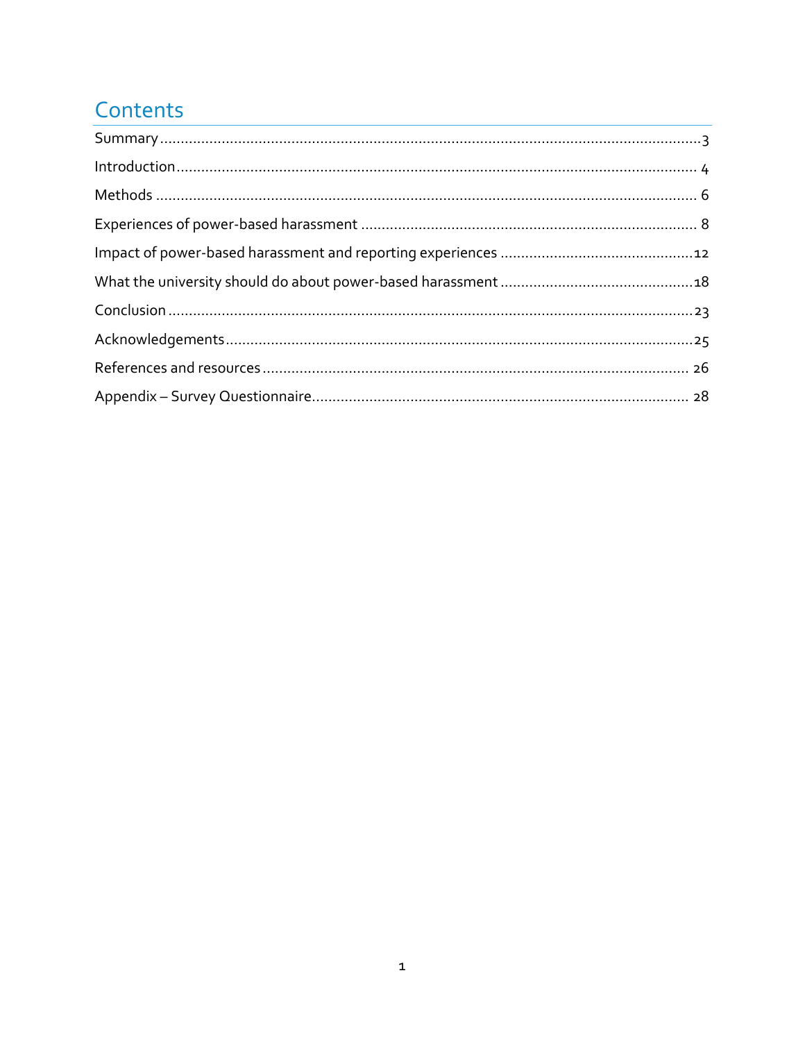# Contents

Summary ... 3

Introduction ... 4

Methods ... 6

Experiences of power-based harassment ... 8

Impact of power-based harassment and reporting experiences ... 12

What the university should do about power-based harassment ... 18

Conclusion ... 23

Acknowledgements ... 25

References and resources ... 26

Appendix – Survey Questionnaire ... 28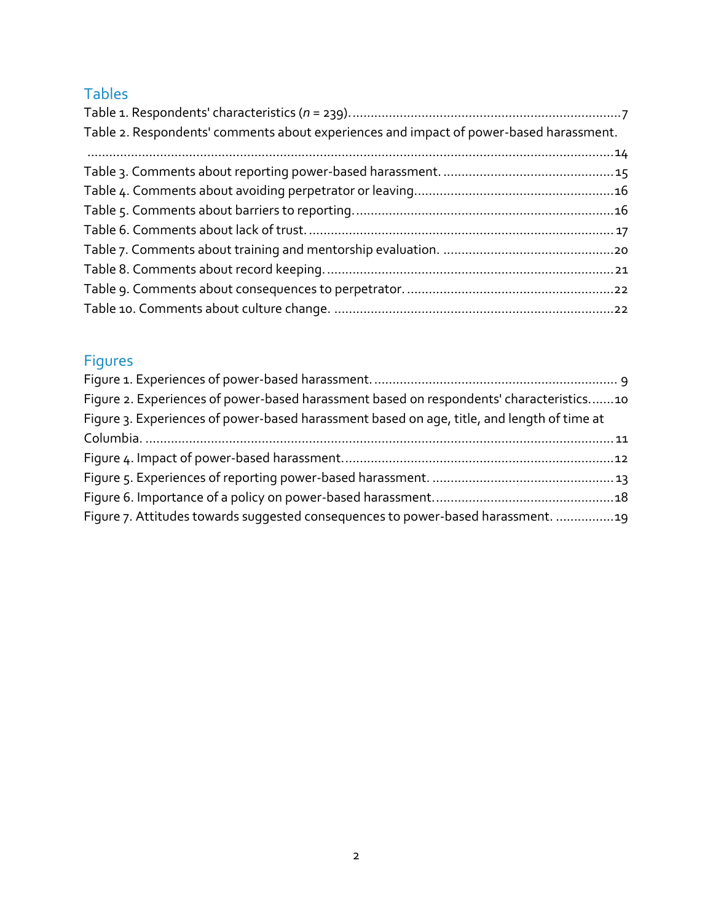## Tables

Table 1. Respondents' characteristics (*n* = 239)..........................................................................7
Table 2. Respondents' comments about experiences and impact of power-based harassment. ..................................................................................................................................................14
Table 3. Comments about reporting power-based harassment. ...............................................15
Table 4. Comments about avoiding perpetrator or leaving......................................................16
Table 5. Comments about barriers to reporting. .......................................................................16
Table 6. Comments about lack of trust. ...................................................................................17
Table 7. Comments about training and mentorship evaluation. ...............................................20
Table 8. Comments about record keeping. ...............................................................................21
Table 9. Comments about consequences to perpetrator. .........................................................22
Table 10. Comments about culture change. ............................................................................22

## Figures

Figure 1. Experiences of power-based harassment. ................................................................... 9
Figure 2. Experiences of power-based harassment based on respondents' characteristics.......10
Figure 3. Experiences of power-based harassment based on age, title, and length of time at Columbia. ..................................................................................................................................11
Figure 4. Impact of power-based harassment..........................................................................12
Figure 5. Experiences of reporting power-based harassment. .................................................13
Figure 6. Importance of a policy on power-based harassment.................................................18
Figure 7. Attitudes towards suggested consequences to power-based harassment. ................19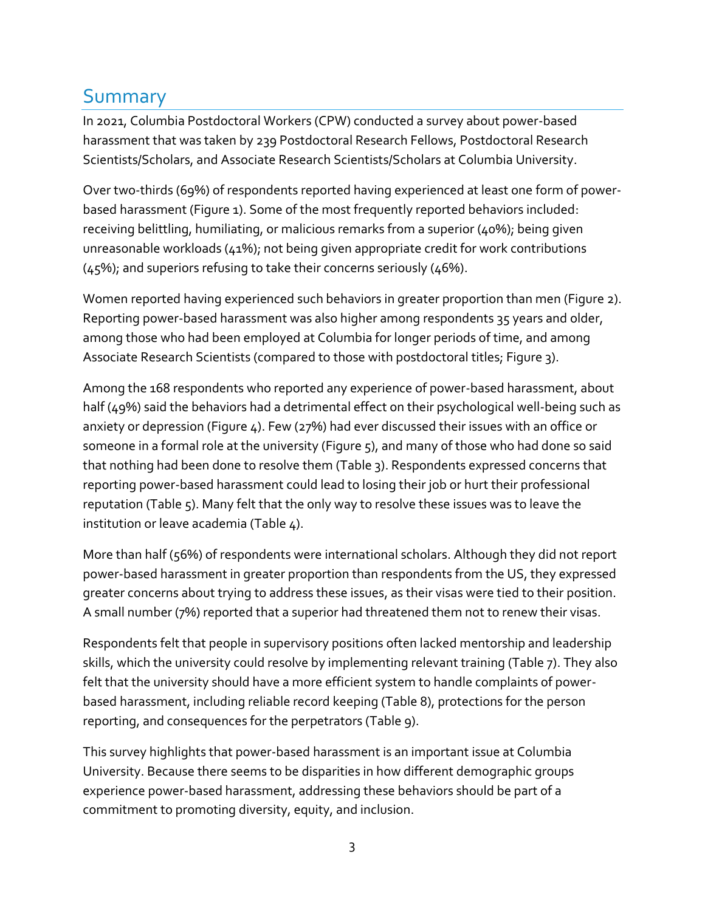## Summary

In 2021, Columbia Postdoctoral Workers (CPW) conducted a survey about power-based harassment that was taken by 239 Postdoctoral Research Fellows, Postdoctoral Research Scientists/Scholars, and Associate Research Scientists/Scholars at Columbia University.

Over two-thirds (69%) of respondents reported having experienced at least one form of power-based harassment (Figure 1). Some of the most frequently reported behaviors included: receiving belittling, humiliating, or malicious remarks from a superior (40%); being given unreasonable workloads (41%); not being given appropriate credit for work contributions (45%); and superiors refusing to take their concerns seriously (46%).

Women reported having experienced such behaviors in greater proportion than men (Figure 2). Reporting power-based harassment was also higher among respondents 35 years and older, among those who had been employed at Columbia for longer periods of time, and among Associate Research Scientists (compared to those with postdoctoral titles; Figure 3).

Among the 168 respondents who reported any experience of power-based harassment, about half (49%) said the behaviors had a detrimental effect on their psychological well-being such as anxiety or depression (Figure 4). Few (27%) had ever discussed their issues with an office or someone in a formal role at the university (Figure 5), and many of those who had done so said that nothing had been done to resolve them (Table 3). Respondents expressed concerns that reporting power-based harassment could lead to losing their job or hurt their professional reputation (Table 5). Many felt that the only way to resolve these issues was to leave the institution or leave academia (Table 4).

More than half (56%) of respondents were international scholars. Although they did not report power-based harassment in greater proportion than respondents from the US, they expressed greater concerns about trying to address these issues, as their visas were tied to their position. A small number (7%) reported that a superior had threatened them not to renew their visas.

Respondents felt that people in supervisory positions often lacked mentorship and leadership skills, which the university could resolve by implementing relevant training (Table 7). They also felt that the university should have a more efficient system to handle complaints of power-based harassment, including reliable record keeping (Table 8), protections for the person reporting, and consequences for the perpetrators (Table 9).

This survey highlights that power-based harassment is an important issue at Columbia University. Because there seems to be disparities in how different demographic groups experience power-based harassment, addressing these behaviors should be part of a commitment to promoting diversity, equity, and inclusion.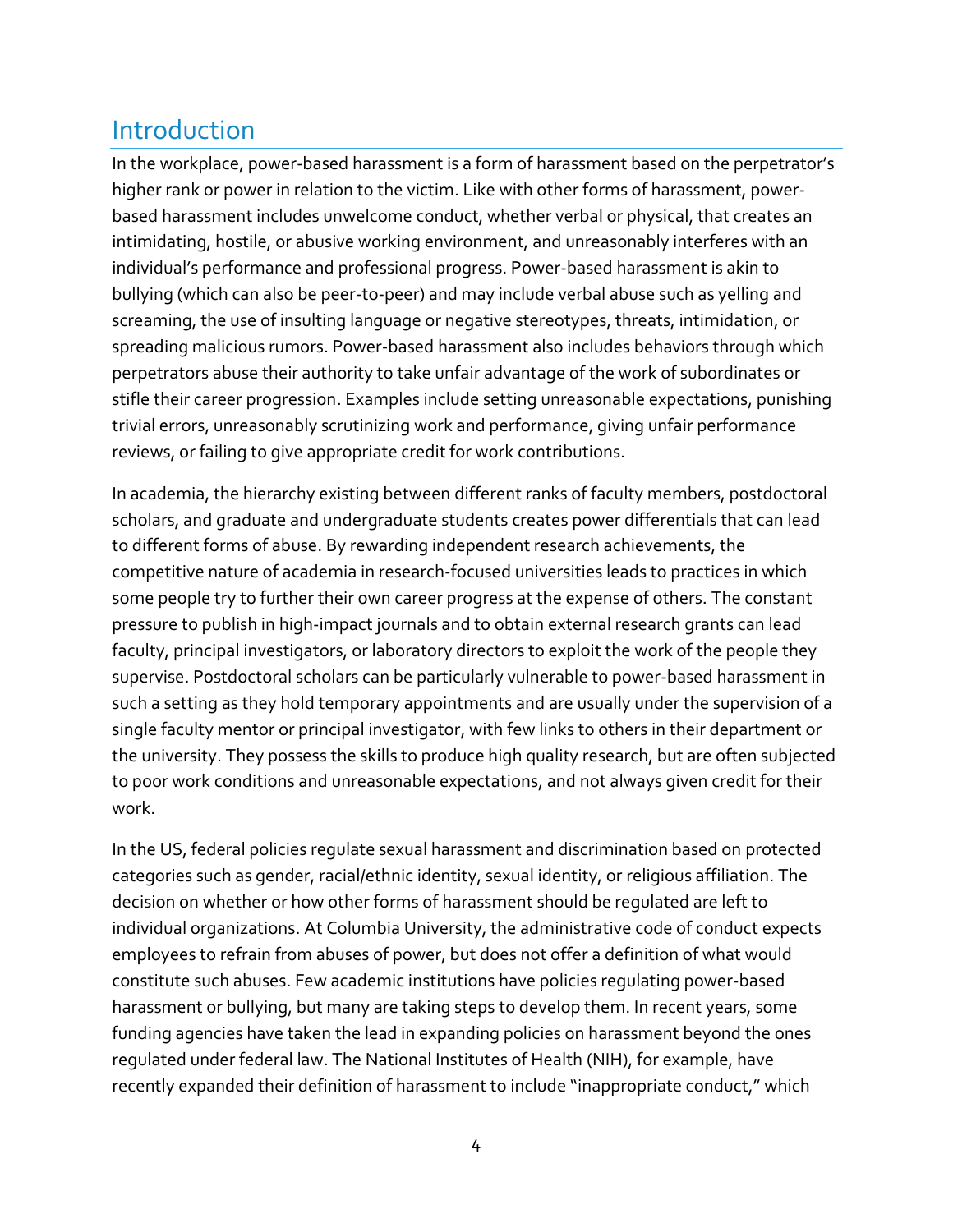## Introduction

In the workplace, power-based harassment is a form of harassment based on the perpetrator's higher rank or power in relation to the victim. Like with other forms of harassment, power-based harassment includes unwelcome conduct, whether verbal or physical, that creates an intimidating, hostile, or abusive working environment, and unreasonably interferes with an individual's performance and professional progress. Power-based harassment is akin to bullying (which can also be peer-to-peer) and may include verbal abuse such as yelling and screaming, the use of insulting language or negative stereotypes, threats, intimidation, or spreading malicious rumors. Power-based harassment also includes behaviors through which perpetrators abuse their authority to take unfair advantage of the work of subordinates or stifle their career progression. Examples include setting unreasonable expectations, punishing trivial errors, unreasonably scrutinizing work and performance, giving unfair performance reviews, or failing to give appropriate credit for work contributions.

In academia, the hierarchy existing between different ranks of faculty members, postdoctoral scholars, and graduate and undergraduate students creates power differentials that can lead to different forms of abuse. By rewarding independent research achievements, the competitive nature of academia in research-focused universities leads to practices in which some people try to further their own career progress at the expense of others. The constant pressure to publish in high-impact journals and to obtain external research grants can lead faculty, principal investigators, or laboratory directors to exploit the work of the people they supervise. Postdoctoral scholars can be particularly vulnerable to power-based harassment in such a setting as they hold temporary appointments and are usually under the supervision of a single faculty mentor or principal investigator, with few links to others in their department or the university. They possess the skills to produce high quality research, but are often subjected to poor work conditions and unreasonable expectations, and not always given credit for their work.

In the US, federal policies regulate sexual harassment and discrimination based on protected categories such as gender, racial/ethnic identity, sexual identity, or religious affiliation. The decision on whether or how other forms of harassment should be regulated are left to individual organizations. At Columbia University, the administrative code of conduct expects employees to refrain from abuses of power, but does not offer a definition of what would constitute such abuses. Few academic institutions have policies regulating power-based harassment or bullying, but many are taking steps to develop them. In recent years, some funding agencies have taken the lead in expanding policies on harassment beyond the ones regulated under federal law. The National Institutes of Health (NIH), for example, have recently expanded their definition of harassment to include "inappropriate conduct," which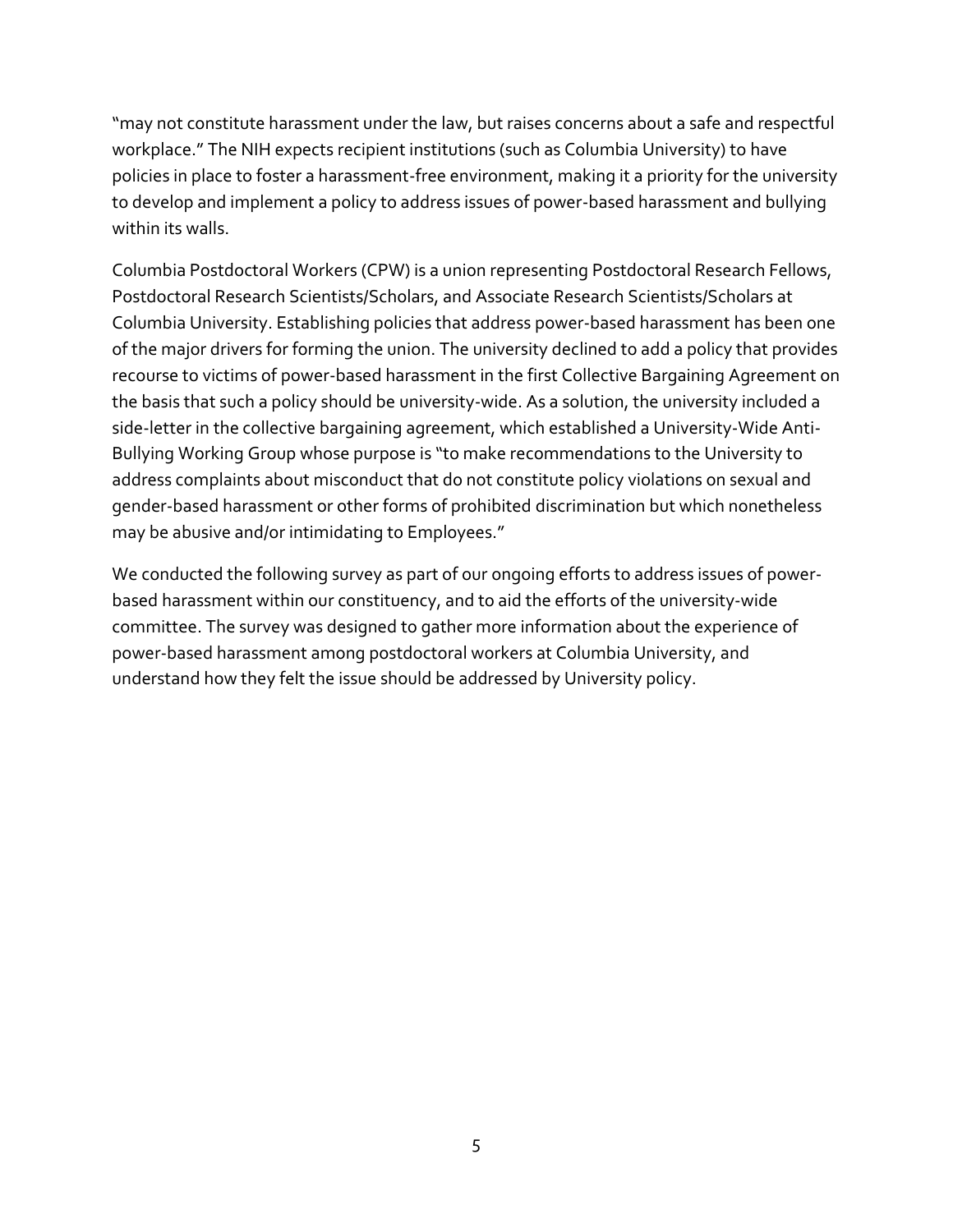"may not constitute harassment under the law, but raises concerns about a safe and respectful workplace." The NIH expects recipient institutions (such as Columbia University) to have policies in place to foster a harassment-free environment, making it a priority for the university to develop and implement a policy to address issues of power-based harassment and bullying within its walls.

Columbia Postdoctoral Workers (CPW) is a union representing Postdoctoral Research Fellows, Postdoctoral Research Scientists/Scholars, and Associate Research Scientists/Scholars at Columbia University. Establishing policies that address power-based harassment has been one of the major drivers for forming the union. The university declined to add a policy that provides recourse to victims of power-based harassment in the first Collective Bargaining Agreement on the basis that such a policy should be university-wide. As a solution, the university included a side-letter in the collective bargaining agreement, which established a University-Wide Anti-Bullying Working Group whose purpose is "to make recommendations to the University to address complaints about misconduct that do not constitute policy violations on sexual and gender-based harassment or other forms of prohibited discrimination but which nonetheless may be abusive and/or intimidating to Employees."

We conducted the following survey as part of our ongoing efforts to address issues of power-based harassment within our constituency, and to aid the efforts of the university-wide committee. The survey was designed to gather more information about the experience of power-based harassment among postdoctoral workers at Columbia University, and understand how they felt the issue should be addressed by University policy.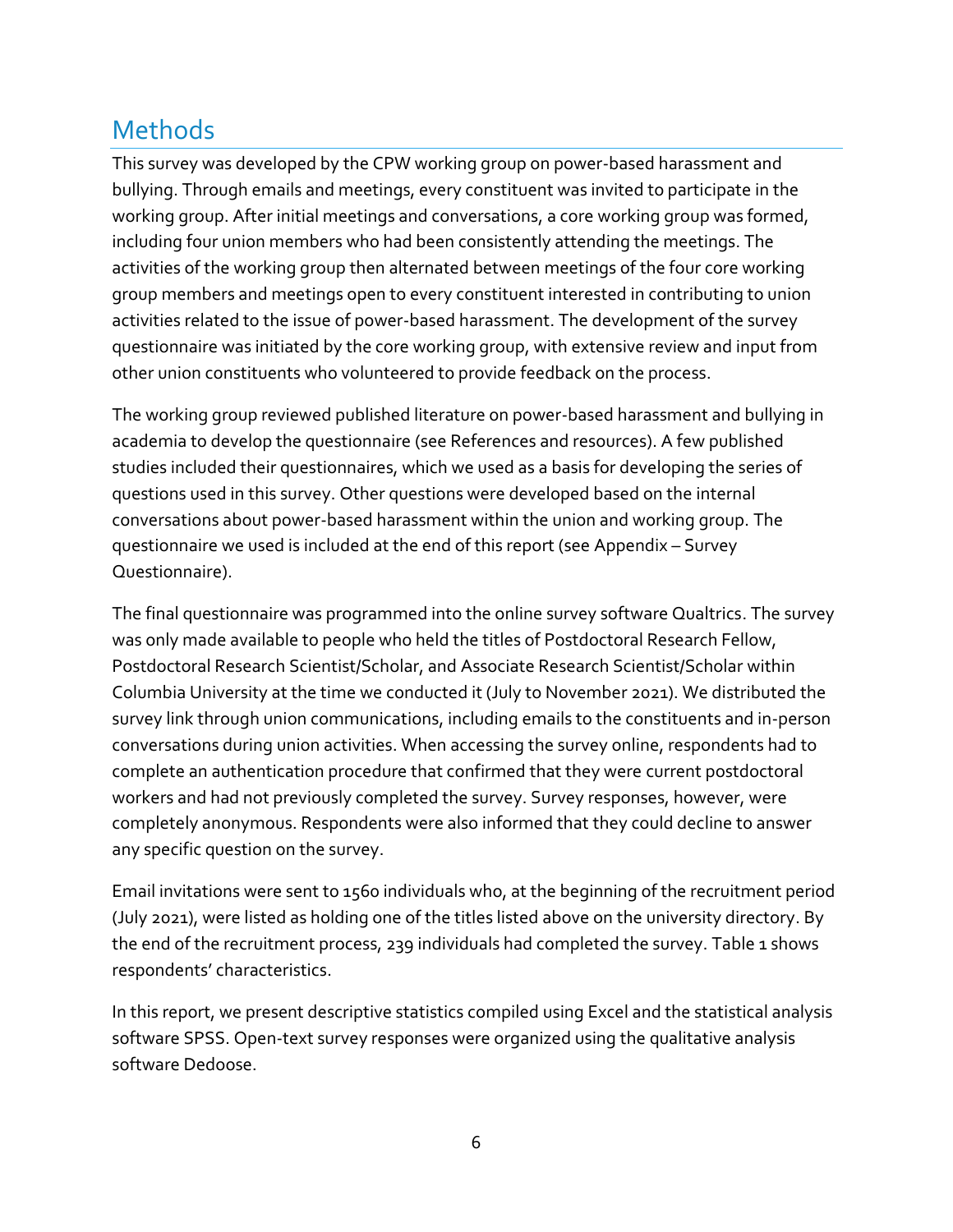## Methods

This survey was developed by the CPW working group on power-based harassment and bullying. Through emails and meetings, every constituent was invited to participate in the working group. After initial meetings and conversations, a core working group was formed, including four union members who had been consistently attending the meetings. The activities of the working group then alternated between meetings of the four core working group members and meetings open to every constituent interested in contributing to union activities related to the issue of power-based harassment. The development of the survey questionnaire was initiated by the core working group, with extensive review and input from other union constituents who volunteered to provide feedback on the process.

The working group reviewed published literature on power-based harassment and bullying in academia to develop the questionnaire (see References and resources). A few published studies included their questionnaires, which we used as a basis for developing the series of questions used in this survey. Other questions were developed based on the internal conversations about power-based harassment within the union and working group. The questionnaire we used is included at the end of this report (see Appendix – Survey Questionnaire).

The final questionnaire was programmed into the online survey software Qualtrics. The survey was only made available to people who held the titles of Postdoctoral Research Fellow, Postdoctoral Research Scientist/Scholar, and Associate Research Scientist/Scholar within Columbia University at the time we conducted it (July to November 2021). We distributed the survey link through union communications, including emails to the constituents and in-person conversations during union activities. When accessing the survey online, respondents had to complete an authentication procedure that confirmed that they were current postdoctoral workers and had not previously completed the survey. Survey responses, however, were completely anonymous. Respondents were also informed that they could decline to answer any specific question on the survey.

Email invitations were sent to 1560 individuals who, at the beginning of the recruitment period (July 2021), were listed as holding one of the titles listed above on the university directory. By the end of the recruitment process, 239 individuals had completed the survey. Table 1 shows respondents' characteristics.

In this report, we present descriptive statistics compiled using Excel and the statistical analysis software SPSS. Open-text survey responses were organized using the qualitative analysis software Dedoose.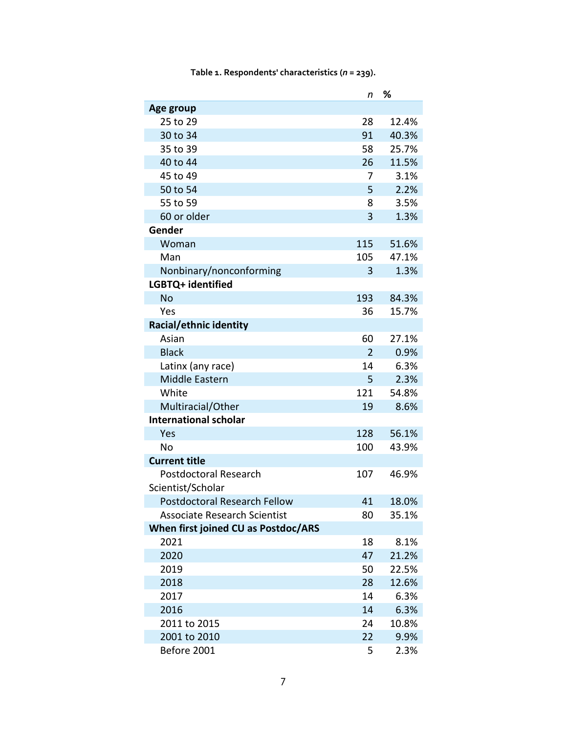**Table 1. Respondents' characteristics (*n* = 239).**

| | *n* | % |
|---|---|---|
| **Age group** | | |
| 25 to 29 | 28 | 12.4% |
| 30 to 34 | 91 | 40.3% |
| 35 to 39 | 58 | 25.7% |
| 40 to 44 | 26 | 11.5% |
| 45 to 49 | 7 | 3.1% |
| 50 to 54 | 5 | 2.2% |
| 55 to 59 | 8 | 3.5% |
| 60 or older | 3 | 1.3% |
| **Gender** | | |
| Woman | 115 | 51.6% |
| Man | 105 | 47.1% |
| Nonbinary/nonconforming | 3 | 1.3% |
| **LGBTQ+ identified** | | |
| No | 193 | 84.3% |
| Yes | 36 | 15.7% |
| **Racial/ethnic identity** | | |
| Asian | 60 | 27.1% |
| Black | 2 | 0.9% |
| Latinx (any race) | 14 | 6.3% |
| Middle Eastern | 5 | 2.3% |
| White | 121 | 54.8% |
| Multiracial/Other | 19 | 8.6% |
| **International scholar** | | |
| Yes | 128 | 56.1% |
| No | 100 | 43.9% |
| **Current title** | | |
| Postdoctoral Research Scientist/Scholar | 107 | 46.9% |
| Postdoctoral Research Fellow | 41 | 18.0% |
| Associate Research Scientist | 80 | 35.1% |
| **When first joined CU as Postdoc/ARS** | | |
| 2021 | 18 | 8.1% |
| 2020 | 47 | 21.2% |
| 2019 | 50 | 22.5% |
| 2018 | 28 | 12.6% |
| 2017 | 14 | 6.3% |
| 2016 | 14 | 6.3% |
| 2011 to 2015 | 24 | 10.8% |
| 2001 to 2010 | 22 | 9.9% |
| Before 2001 | 5 | 2.3% |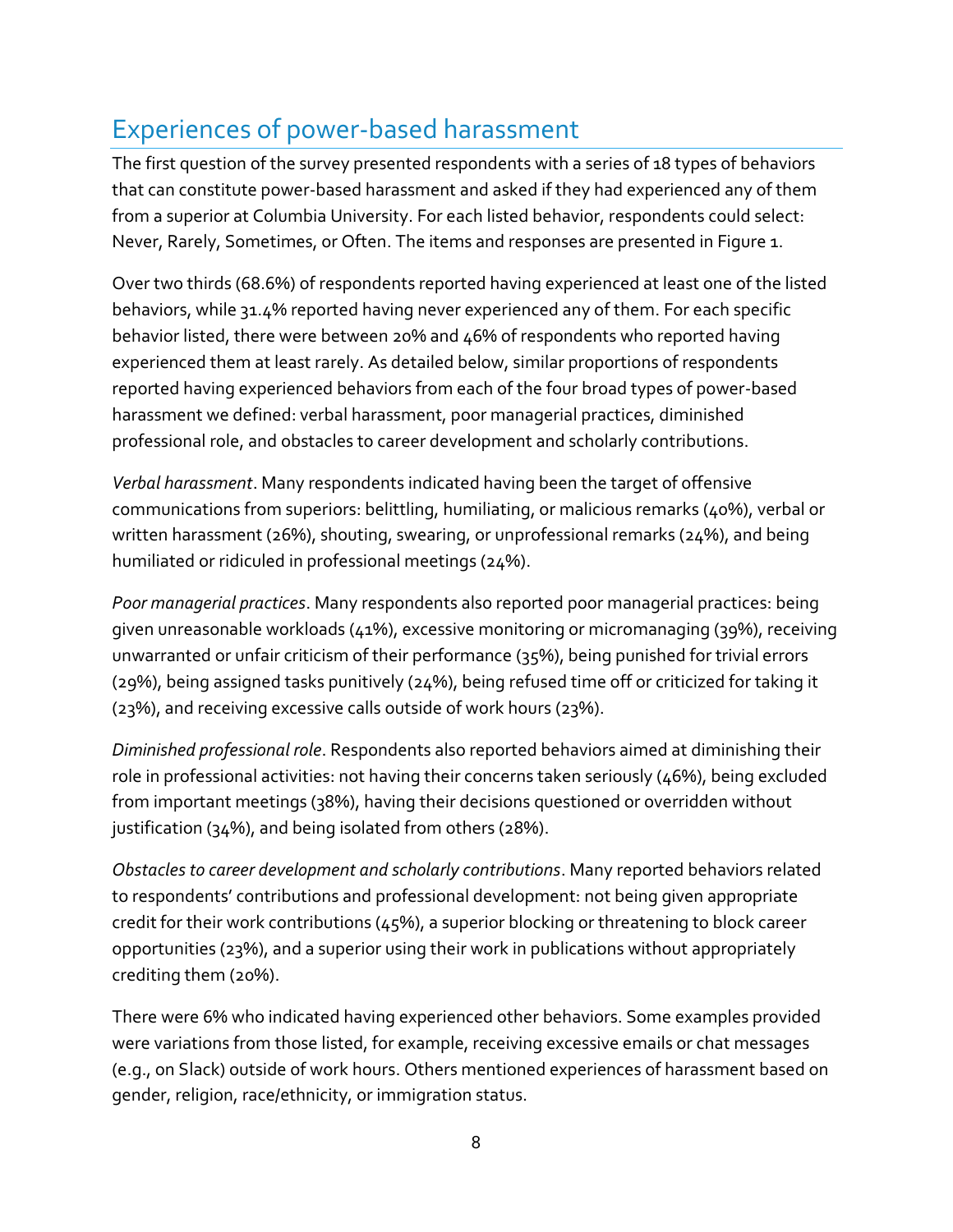## Experiences of power-based harassment

The first question of the survey presented respondents with a series of 18 types of behaviors that can constitute power-based harassment and asked if they had experienced any of them from a superior at Columbia University. For each listed behavior, respondents could select: Never, Rarely, Sometimes, or Often. The items and responses are presented in Figure 1.

Over two thirds (68.6%) of respondents reported having experienced at least one of the listed behaviors, while 31.4% reported having never experienced any of them. For each specific behavior listed, there were between 20% and 46% of respondents who reported having experienced them at least rarely. As detailed below, similar proportions of respondents reported having experienced behaviors from each of the four broad types of power-based harassment we defined: verbal harassment, poor managerial practices, diminished professional role, and obstacles to career development and scholarly contributions.

*Verbal harassment*. Many respondents indicated having been the target of offensive communications from superiors: belittling, humiliating, or malicious remarks (40%), verbal or written harassment (26%), shouting, swearing, or unprofessional remarks (24%), and being humiliated or ridiculed in professional meetings (24%).

*Poor managerial practices*. Many respondents also reported poor managerial practices: being given unreasonable workloads (41%), excessive monitoring or micromanaging (39%), receiving unwarranted or unfair criticism of their performance (35%), being punished for trivial errors (29%), being assigned tasks punitively (24%), being refused time off or criticized for taking it (23%), and receiving excessive calls outside of work hours (23%).

*Diminished professional role*. Respondents also reported behaviors aimed at diminishing their role in professional activities: not having their concerns taken seriously (46%), being excluded from important meetings (38%), having their decisions questioned or overridden without justification (34%), and being isolated from others (28%).

*Obstacles to career development and scholarly contributions*. Many reported behaviors related to respondents' contributions and professional development: not being given appropriate credit for their work contributions (45%), a superior blocking or threatening to block career opportunities (23%), and a superior using their work in publications without appropriately crediting them (20%).

There were 6% who indicated having experienced other behaviors. Some examples provided were variations from those listed, for example, receiving excessive emails or chat messages (e.g., on Slack) outside of work hours. Others mentioned experiences of harassment based on gender, religion, race/ethnicity, or immigration status.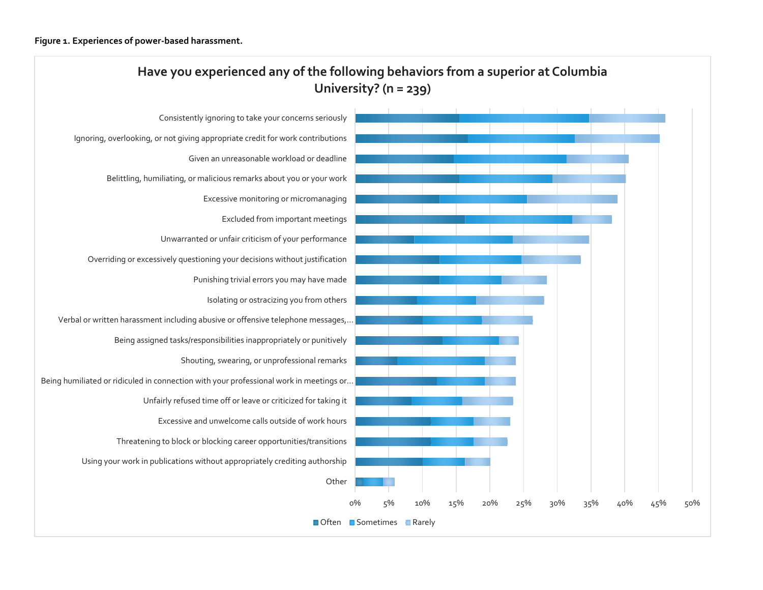**Figure 1. Experiences of power-based harassment.**

**Have you experienced any of the following behaviors from a superior at Columbia University? (n = 239)**

- Consistently ignoring to take your concerns seriously
- Ignoring, overlooking, or not giving appropriate credit for work contributions
- Given an unreasonable workload or deadline
- Belittling, humiliating, or malicious remarks about you or your work
- Excessive monitoring or micromanaging
- Excluded from important meetings
- Unwarranted or unfair criticism of your performance
- Overriding or excessively questioning your decisions without justification
- Punishing trivial errors you may have made
- Isolating or ostracizing you from others
- Verbal or written harassment including abusive or offensive telephone messages,...
- Being assigned tasks/responsibilities inappropriately or punitively
- Shouting, swearing, or unprofessional remarks
- Being humiliated or ridiculed in connection with your professional work in meetings or...
- Unfairly refused time off or leave or criticized for taking it
- Excessive and unwelcome calls outside of work hours
- Threatening to block or blocking career opportunities/transitions
- Using your work in publications without appropriately crediting authorship
- Other

0% 5% 10% 15% 20% 25% 30% 35% 40% 45% 50%

Often | Sometimes | Rarely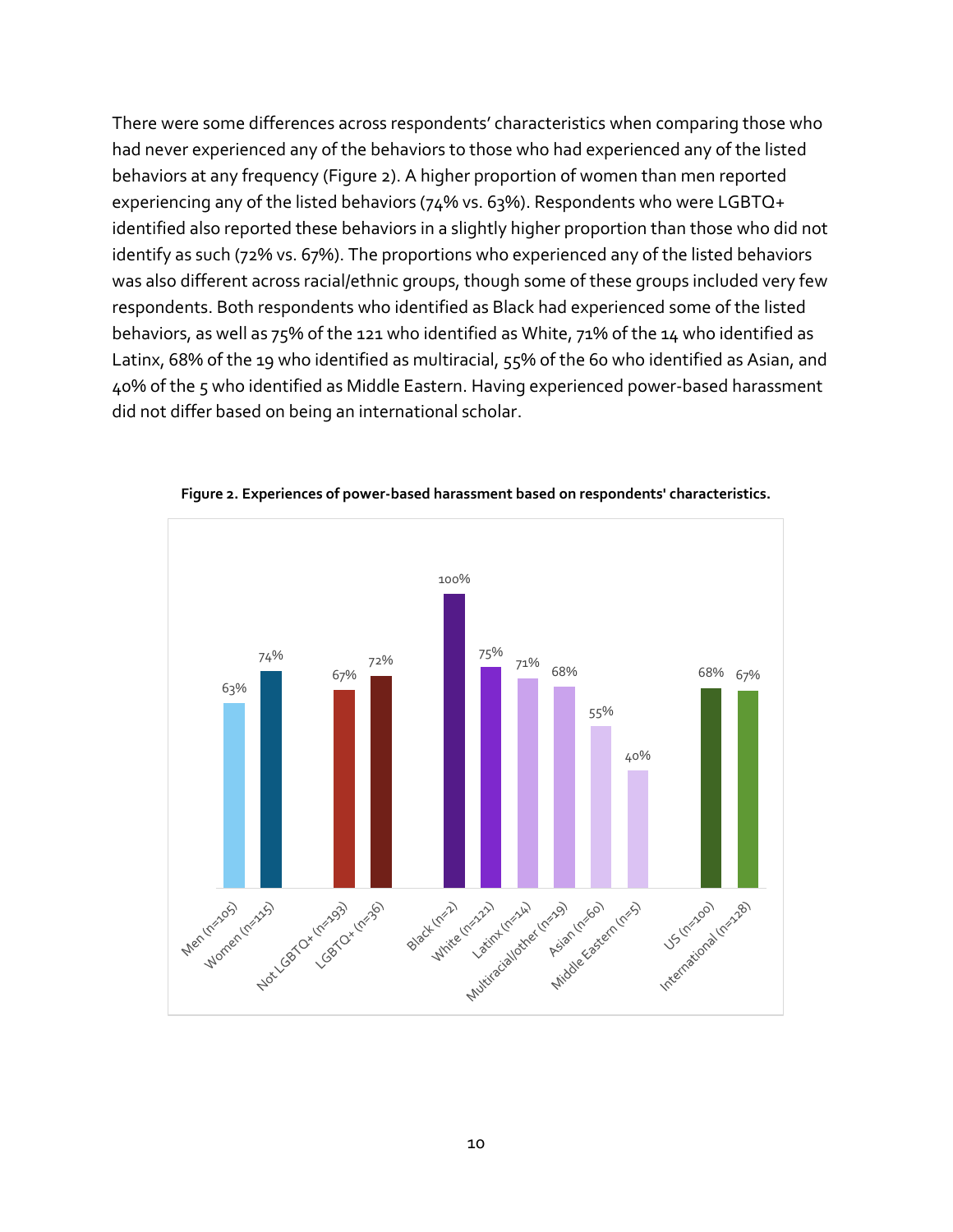There were some differences across respondents' characteristics when comparing those who had never experienced any of the behaviors to those who had experienced any of the listed behaviors at any frequency (Figure 2). A higher proportion of women than men reported experiencing any of the listed behaviors (74% vs. 63%). Respondents who were LGBTQ+ identified also reported these behaviors in a slightly higher proportion than those who did not identify as such (72% vs. 67%). The proportions who experienced any of the listed behaviors was also different across racial/ethnic groups, though some of these groups included very few respondents. Both respondents who identified as Black had experienced some of the listed behaviors, as well as 75% of the 121 who identified as White, 71% of the 14 who identified as Latinx, 68% of the 19 who identified as multiracial, 55% of the 60 who identified as Asian, and 40% of the 5 who identified as Middle Eastern. Having experienced power-based harassment did not differ based on being an international scholar.

**Figure 2. Experiences of power-based harassment based on respondents' characteristics.**

| Group | Percent |
|---|---|
| Men (n=105) | 63% |
| Women (n=115) | 74% |
| Not LGBTQ+ (n=193) | 67% |
| LGBTQ+ (n=36) | 72% |
| Black (n=2) | 100% |
| White (n=121) | 75% |
| Latinx (n=14) | 71% |
| Multiracial/other (n=19) | 68% |
| Asian (n=60) | 55% |
| Middle Eastern (n=5) | 40% |
| US (n=100) | 68% |
| International (n=128) | 67% |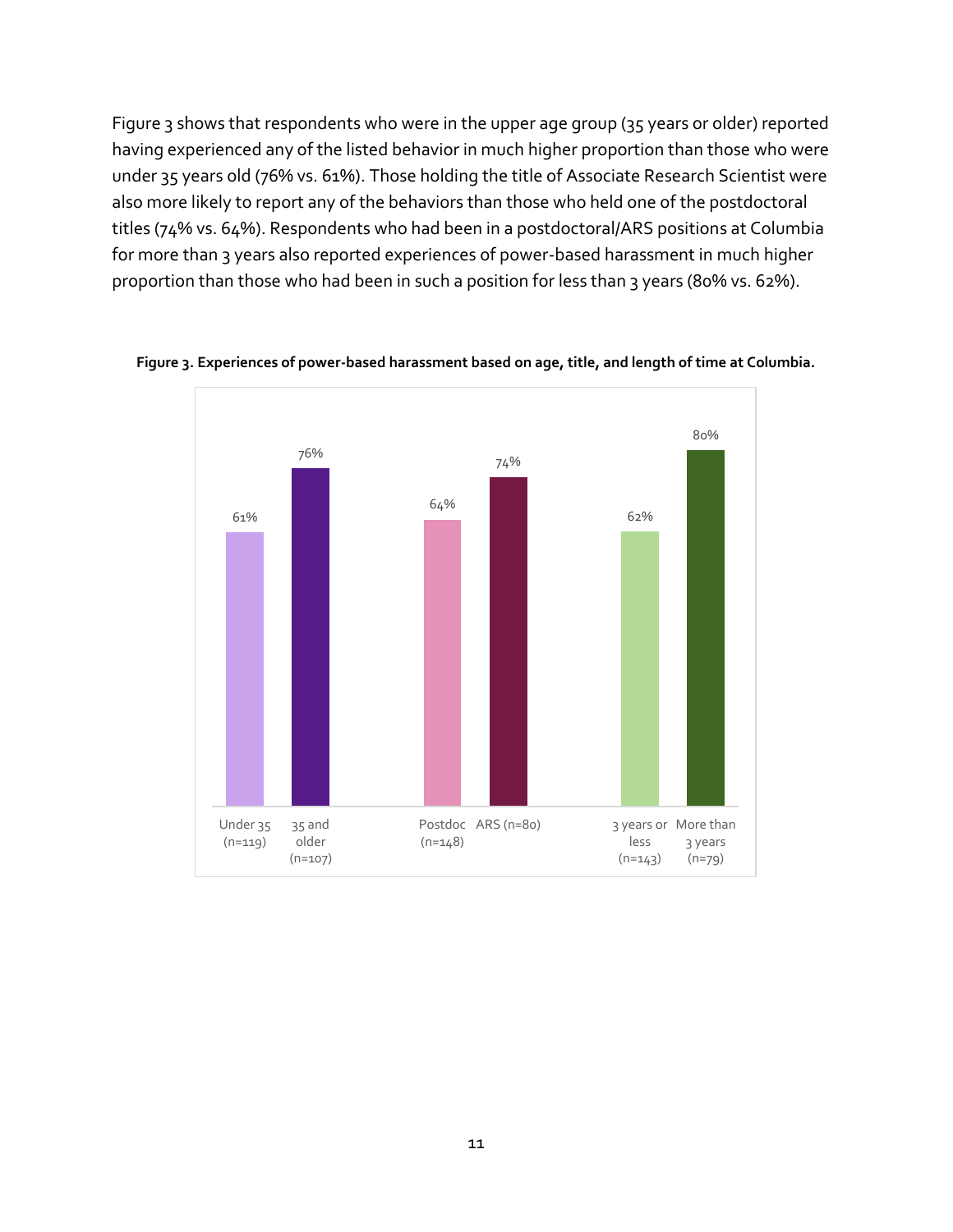Figure 3 shows that respondents who were in the upper age group (35 years or older) reported having experienced any of the listed behavior in much higher proportion than those who were under 35 years old (76% vs. 61%). Those holding the title of Associate Research Scientist were also more likely to report any of the behaviors than those who held one of the postdoctoral titles (74% vs. 64%). Respondents who had been in a postdoctoral/ARS positions at Columbia for more than 3 years also reported experiences of power-based harassment in much higher proportion than those who had been in such a position for less than 3 years (80% vs. 62%).

**Figure 3. Experiences of power-based harassment based on age, title, and length of time at Columbia.**

| Group | Percentage |
| --- | --- |
| Under 35 (n=119) | 61% |
| 35 and older (n=107) | 76% |
| Postdoc (n=148) | 64% |
| ARS (n=80) | 74% |
| 3 years or less (n=143) | 62% |
| More than 3 years (n=79) | 80% |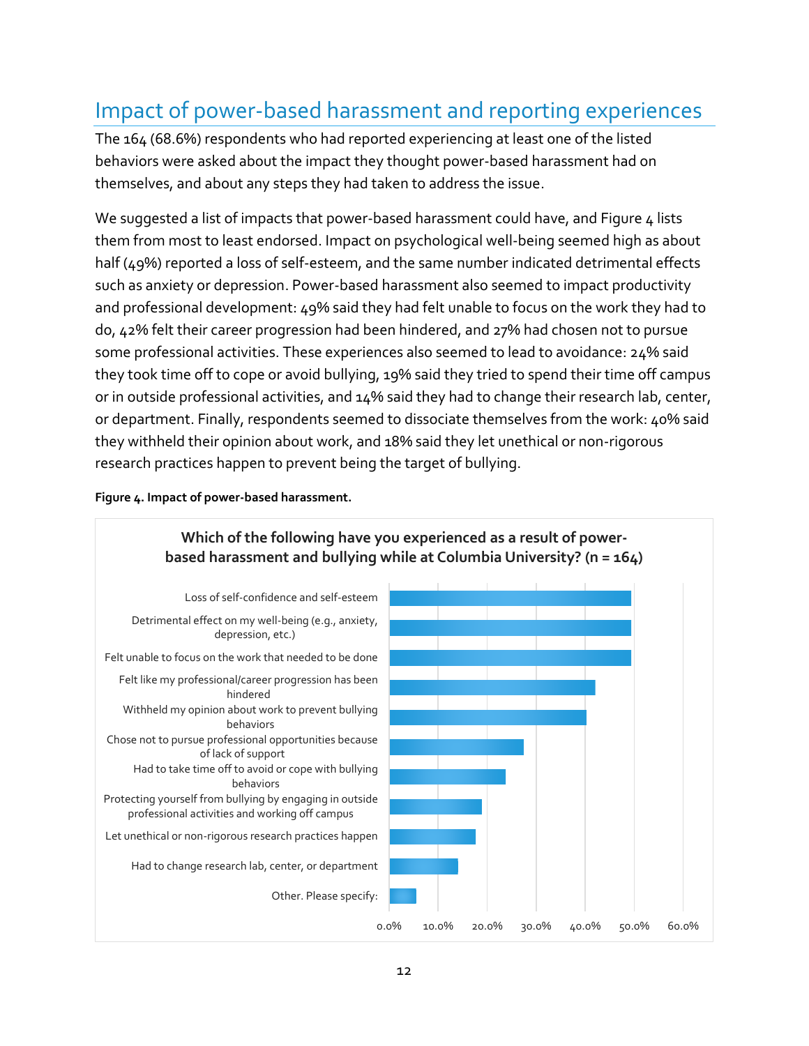## Impact of power-based harassment and reporting experiences

The 164 (68.6%) respondents who had reported experiencing at least one of the listed behaviors were asked about the impact they thought power-based harassment had on themselves, and about any steps they had taken to address the issue.

We suggested a list of impacts that power-based harassment could have, and Figure 4 lists them from most to least endorsed. Impact on psychological well-being seemed high as about half (49%) reported a loss of self-esteem, and the same number indicated detrimental effects such as anxiety or depression. Power-based harassment also seemed to impact productivity and professional development: 49% said they had felt unable to focus on the work they had to do, 42% felt their career progression had been hindered, and 27% had chosen not to pursue some professional activities. These experiences also seemed to lead to avoidance: 24% said they took time off to cope or avoid bullying, 19% said they tried to spend their time off campus or in outside professional activities, and 14% said they had to change their research lab, center, or department. Finally, respondents seemed to dissociate themselves from the work: 40% said they withheld their opinion about work, and 18% said they let unethical or non-rigorous research practices happen to prevent being the target of bullying.

**Figure 4. Impact of power-based harassment.**

**Which of the following have you experienced as a result of power-based harassment and bullying while at Columbia University? (n = 164)**

- Loss of self-confidence and self-esteem
- Detrimental effect on my well-being (e.g., anxiety, depression, etc.)
- Felt unable to focus on the work that needed to be done
- Felt like my professional/career progression has been hindered
- Withheld my opinion about work to prevent bullying behaviors
- Chose not to pursue professional opportunities because of lack of support
- Had to take time off to avoid or cope with bullying behaviors
- Protecting yourself from bullying by engaging in outside professional activities and working off campus
- Let unethical or non-rigorous research practices happen
- Had to change research lab, center, or department
- Other. Please specify:

0.0% 10.0% 20.0% 30.0% 40.0% 50.0% 60.0%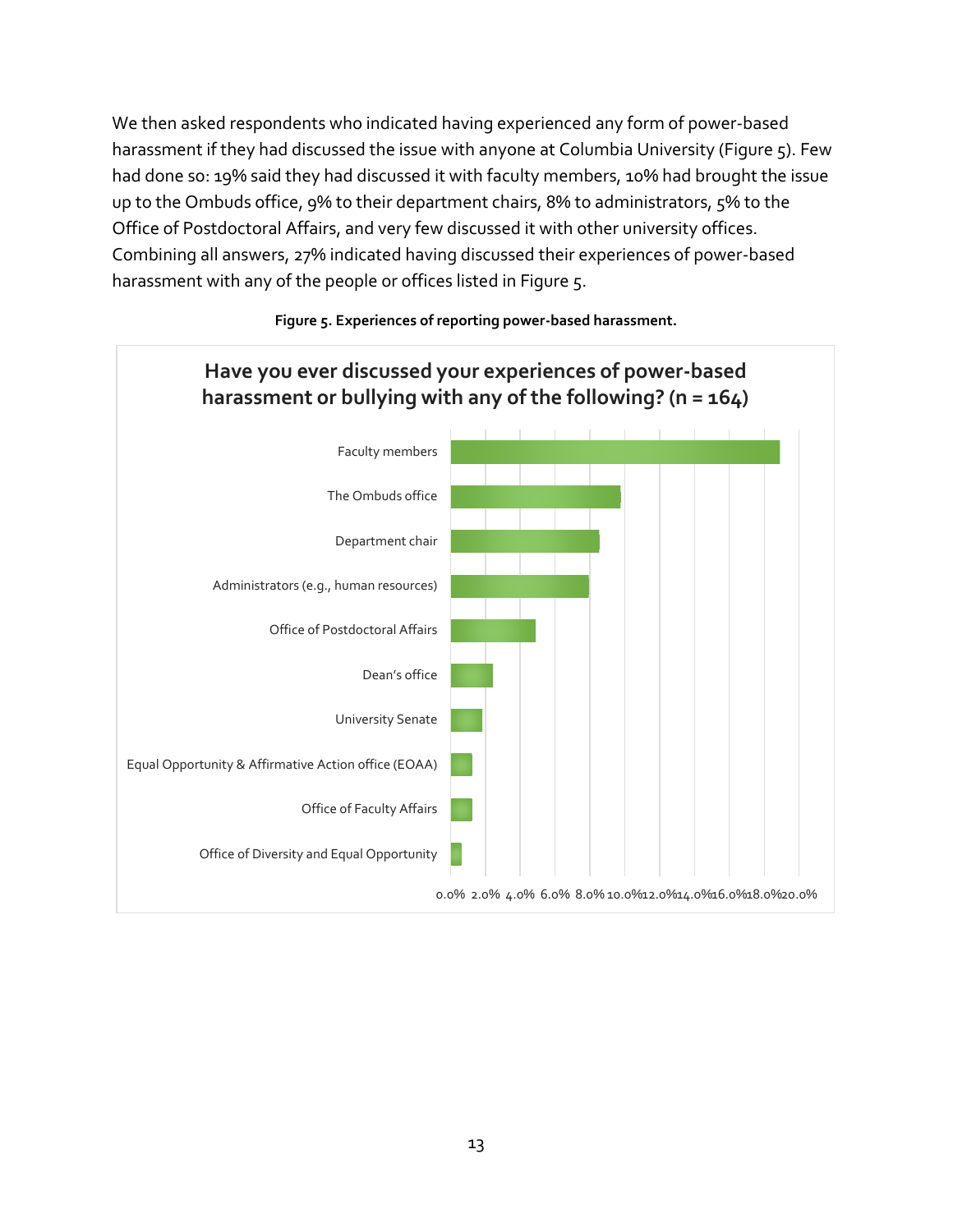We then asked respondents who indicated having experienced any form of power-based harassment if they had discussed the issue with anyone at Columbia University (Figure 5). Few had done so: 19% said they had discussed it with faculty members, 10% had brought the issue up to the Ombuds office, 9% to their department chairs, 8% to administrators, 5% to the Office of Postdoctoral Affairs, and very few discussed it with other university offices. Combining all answers, 27% indicated having discussed their experiences of power-based harassment with any of the people or offices listed in Figure 5.

**Figure 5. Experiences of reporting power-based harassment.**

**Have you ever discussed your experiences of power-based harassment or bullying with any of the following? (n = 164)**

Faculty members

The Ombuds office

Department chair

Administrators (e.g., human resources)

Office of Postdoctoral Affairs

Dean's office

University Senate

Equal Opportunity & Affirmative Action office (EOAA)

Office of Faculty Affairs

Office of Diversity and Equal Opportunity

0.0% 2.0% 4.0% 6.0% 8.0% 10.0% 12.0% 14.0% 16.0% 18.0% 20.0%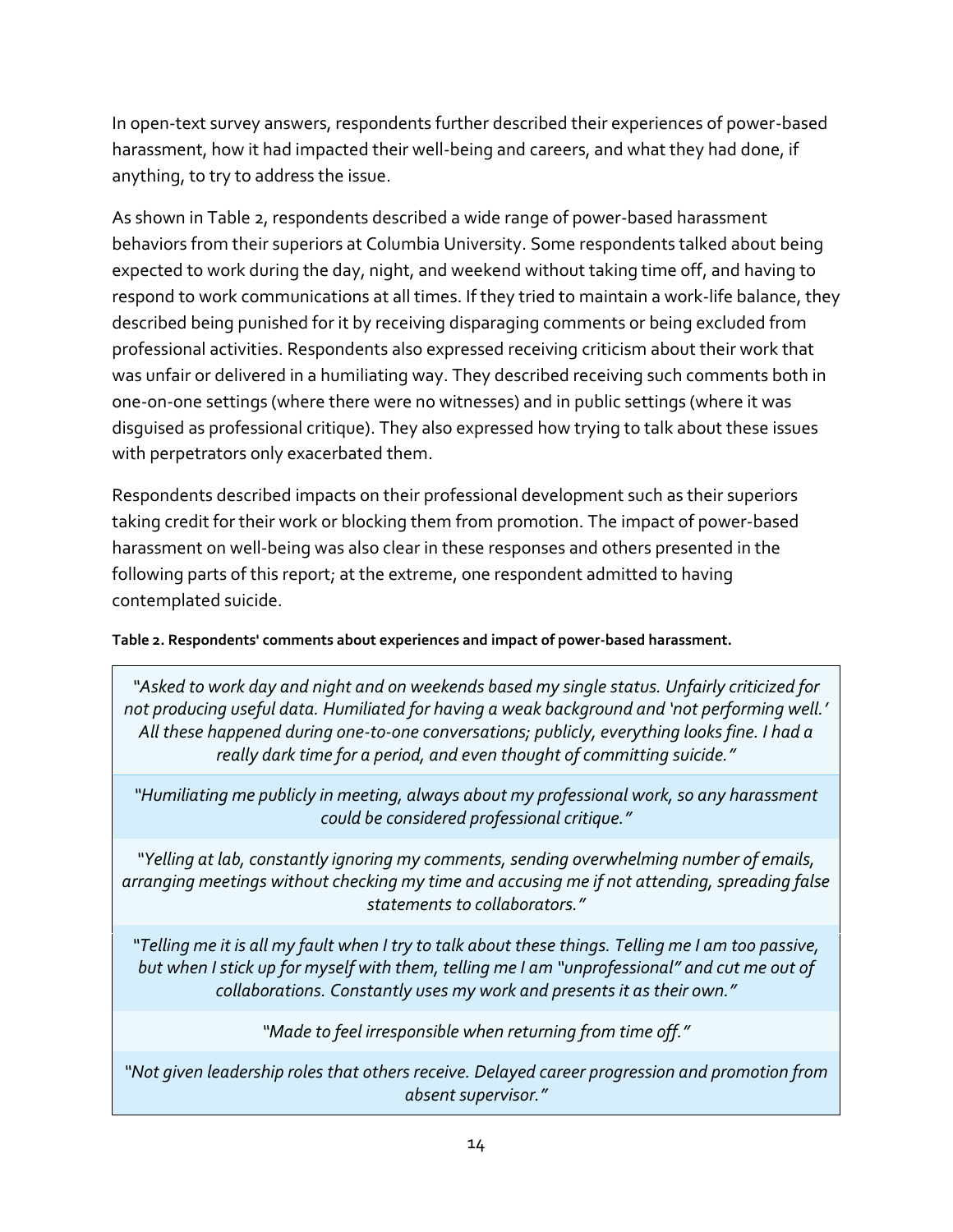In open-text survey answers, respondents further described their experiences of power-based harassment, how it had impacted their well-being and careers, and what they had done, if anything, to try to address the issue.

As shown in Table 2, respondents described a wide range of power-based harassment behaviors from their superiors at Columbia University. Some respondents talked about being expected to work during the day, night, and weekend without taking time off, and having to respond to work communications at all times. If they tried to maintain a work-life balance, they described being punished for it by receiving disparaging comments or being excluded from professional activities. Respondents also expressed receiving criticism about their work that was unfair or delivered in a humiliating way. They described receiving such comments both in one-on-one settings (where there were no witnesses) and in public settings (where it was disguised as professional critique). They also expressed how trying to talk about these issues with perpetrators only exacerbated them.

Respondents described impacts on their professional development such as their superiors taking credit for their work or blocking them from promotion. The impact of power-based harassment on well-being was also clear in these responses and others presented in the following parts of this report; at the extreme, one respondent admitted to having contemplated suicide.

**Table 2. Respondents' comments about experiences and impact of power-based harassment.**

| |
|---|
| *"Asked to work day and night and on weekends based my single status. Unfairly criticized for not producing useful data. Humiliated for having a weak background and 'not performing well.' All these happened during one-to-one conversations; publicly, everything looks fine. I had a really dark time for a period, and even thought of committing suicide."* |
| *"Humiliating me publicly in meeting, always about my professional work, so any harassment could be considered professional critique."* |
| *"Yelling at lab, constantly ignoring my comments, sending overwhelming number of emails, arranging meetings without checking my time and accusing me if not attending, spreading false statements to collaborators."* |
| *"Telling me it is all my fault when I try to talk about these things. Telling me I am too passive, but when I stick up for myself with them, telling me I am "unprofessional" and cut me out of collaborations. Constantly uses my work and presents it as their own."* |
| *"Made to feel irresponsible when returning from time off."* |
| *"Not given leadership roles that others receive. Delayed career progression and promotion from absent supervisor."* |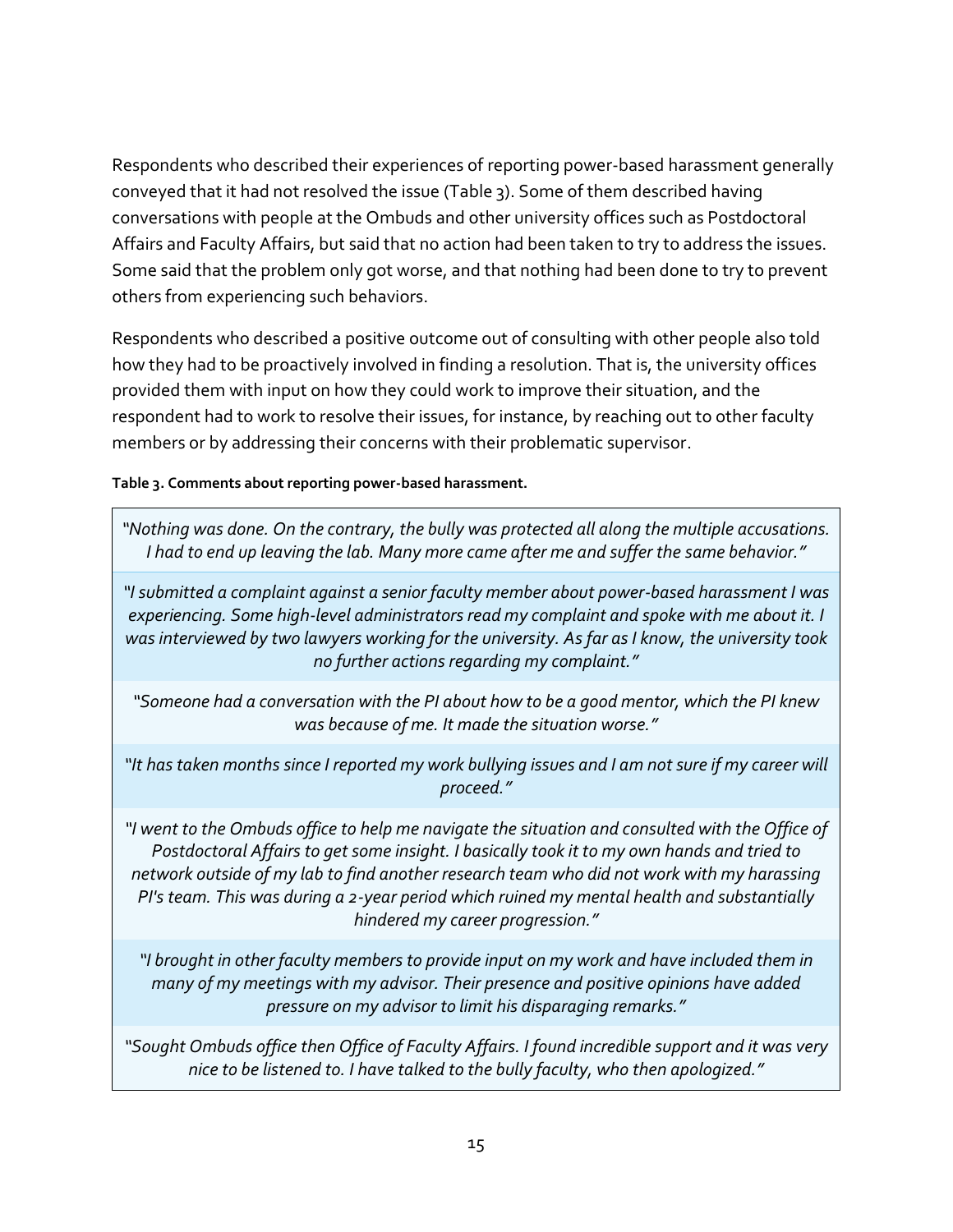Respondents who described their experiences of reporting power-based harassment generally conveyed that it had not resolved the issue (Table 3). Some of them described having conversations with people at the Ombuds and other university offices such as Postdoctoral Affairs and Faculty Affairs, but said that no action had been taken to try to address the issues. Some said that the problem only got worse, and that nothing had been done to try to prevent others from experiencing such behaviors.

Respondents who described a positive outcome out of consulting with other people also told how they had to be proactively involved in finding a resolution. That is, the university offices provided them with input on how they could work to improve their situation, and the respondent had to work to resolve their issues, for instance, by reaching out to other faculty members or by addressing their concerns with their problematic supervisor.

**Table 3. Comments about reporting power-based harassment.**

| |
|---|
| *"Nothing was done. On the contrary, the bully was protected all along the multiple accusations. I had to end up leaving the lab. Many more came after me and suffer the same behavior."* |
| *"I submitted a complaint against a senior faculty member about power-based harassment I was experiencing. Some high-level administrators read my complaint and spoke with me about it. I was interviewed by two lawyers working for the university. As far as I know, the university took no further actions regarding my complaint."* |
| *"Someone had a conversation with the PI about how to be a good mentor, which the PI knew was because of me. It made the situation worse."* |
| *"It has taken months since I reported my work bullying issues and I am not sure if my career will proceed."* |
| *"I went to the Ombuds office to help me navigate the situation and consulted with the Office of Postdoctoral Affairs to get some insight. I basically took it to my own hands and tried to network outside of my lab to find another research team who did not work with my harassing PI's team. This was during a 2-year period which ruined my mental health and substantially hindered my career progression."* |
| *"I brought in other faculty members to provide input on my work and have included them in many of my meetings with my advisor. Their presence and positive opinions have added pressure on my advisor to limit his disparaging remarks."* |
| *"Sought Ombuds office then Office of Faculty Affairs. I found incredible support and it was very nice to be listened to. I have talked to the bully faculty, who then apologized."* |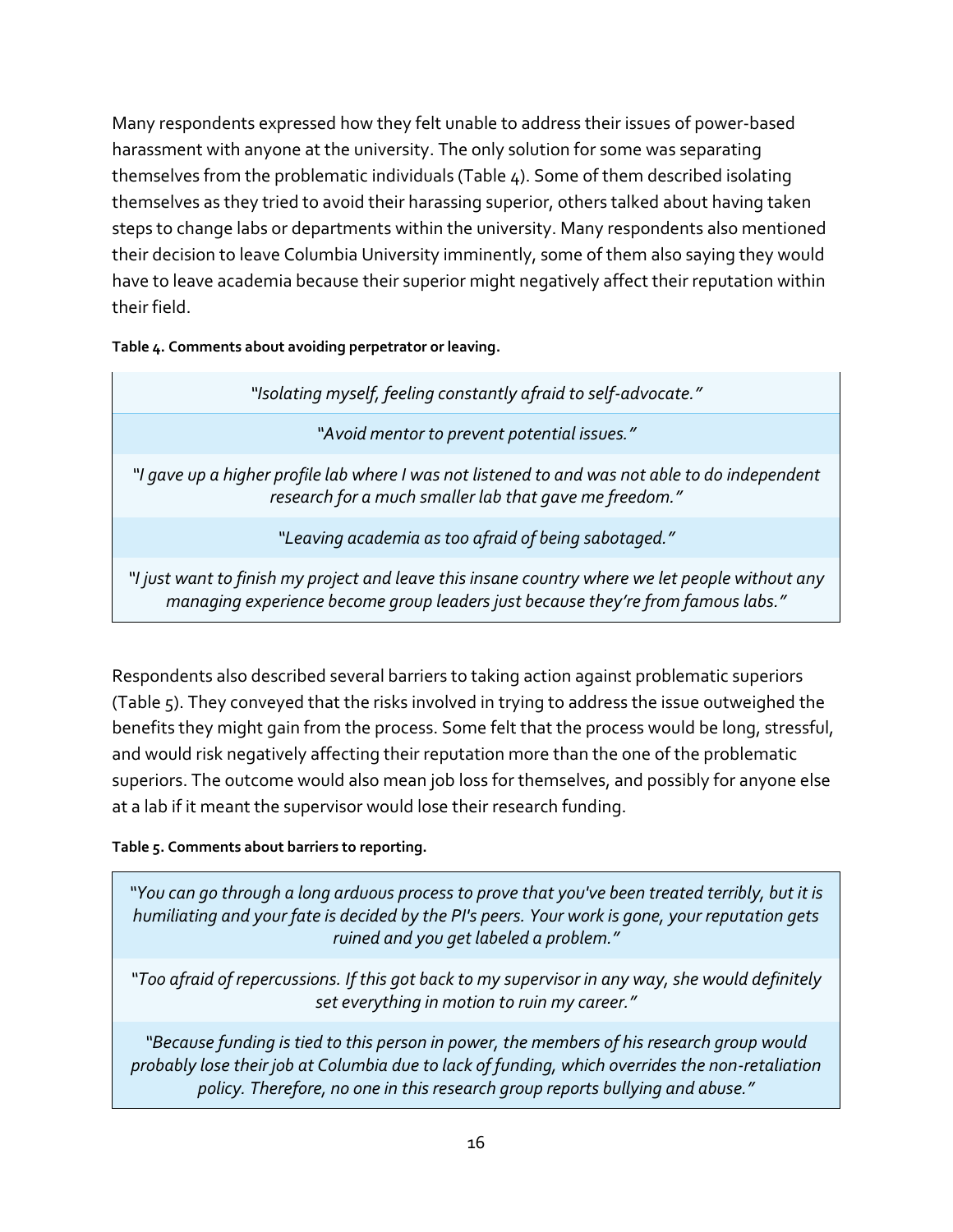Many respondents expressed how they felt unable to address their issues of power-based harassment with anyone at the university. The only solution for some was separating themselves from the problematic individuals (Table 4). Some of them described isolating themselves as they tried to avoid their harassing superior, others talked about having taken steps to change labs or departments within the university. Many respondents also mentioned their decision to leave Columbia University imminently, some of them also saying they would have to leave academia because their superior might negatively affect their reputation within their field.

**Table 4. Comments about avoiding perpetrator or leaving.**

| |
|---|
| *"Isolating myself, feeling constantly afraid to self-advocate."* |
| *"Avoid mentor to prevent potential issues."* |
| *"I gave up a higher profile lab where I was not listened to and was not able to do independent research for a much smaller lab that gave me freedom."* |
| *"Leaving academia as too afraid of being sabotaged."* |
| *"I just want to finish my project and leave this insane country where we let people without any managing experience become group leaders just because they're from famous labs."* |

Respondents also described several barriers to taking action against problematic superiors (Table 5). They conveyed that the risks involved in trying to address the issue outweighed the benefits they might gain from the process. Some felt that the process would be long, stressful, and would risk negatively affecting their reputation more than the one of the problematic superiors. The outcome would also mean job loss for themselves, and possibly for anyone else at a lab if it meant the supervisor would lose their research funding.

**Table 5. Comments about barriers to reporting.**

| |
|---|
| *"You can go through a long arduous process to prove that you've been treated terribly, but it is humiliating and your fate is decided by the PI's peers. Your work is gone, your reputation gets ruined and you get labeled a problem."* |
| *"Too afraid of repercussions. If this got back to my supervisor in any way, she would definitely set everything in motion to ruin my career."* |
| *"Because funding is tied to this person in power, the members of his research group would probably lose their job at Columbia due to lack of funding, which overrides the non-retaliation policy. Therefore, no one in this research group reports bullying and abuse."* |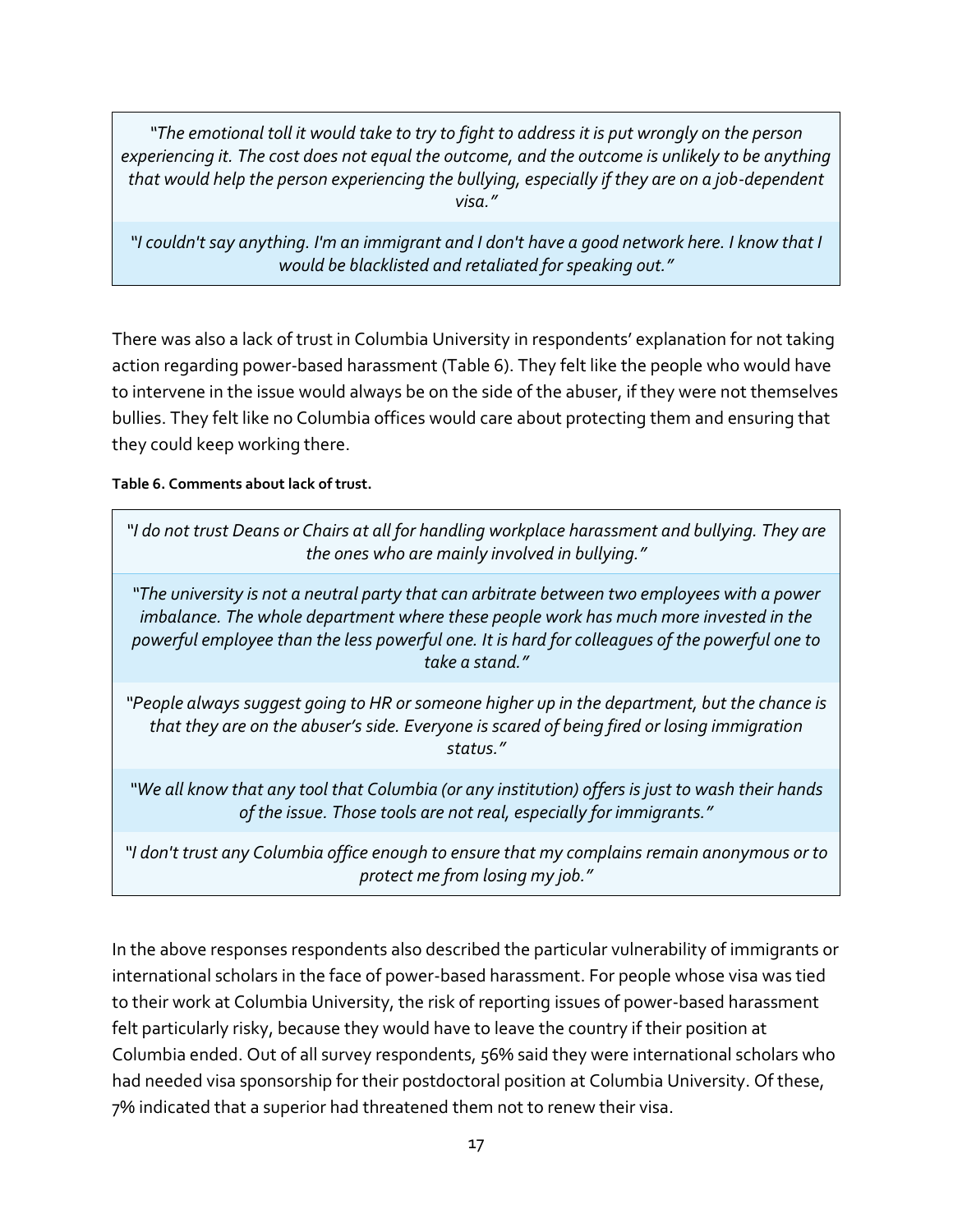*"The emotional toll it would take to try to fight to address it is put wrongly on the person experiencing it. The cost does not equal the outcome, and the outcome is unlikely to be anything that would help the person experiencing the bullying, especially if they are on a job-dependent visa."*

*"I couldn't say anything. I'm an immigrant and I don't have a good network here. I know that I would be blacklisted and retaliated for speaking out."*

There was also a lack of trust in Columbia University in respondents' explanation for not taking action regarding power-based harassment (Table 6). They felt like the people who would have to intervene in the issue would always be on the side of the abuser, if they were not themselves bullies. They felt like no Columbia offices would care about protecting them and ensuring that they could keep working there.

**Table 6. Comments about lack of trust.**

*"I do not trust Deans or Chairs at all for handling workplace harassment and bullying. They are the ones who are mainly involved in bullying."*

*"The university is not a neutral party that can arbitrate between two employees with a power imbalance. The whole department where these people work has much more invested in the powerful employee than the less powerful one. It is hard for colleagues of the powerful one to take a stand."*

*"People always suggest going to HR or someone higher up in the department, but the chance is that they are on the abuser's side. Everyone is scared of being fired or losing immigration status."*

*"We all know that any tool that Columbia (or any institution) offers is just to wash their hands of the issue. Those tools are not real, especially for immigrants."*

*"I don't trust any Columbia office enough to ensure that my complains remain anonymous or to protect me from losing my job."*

In the above responses respondents also described the particular vulnerability of immigrants or international scholars in the face of power-based harassment. For people whose visa was tied to their work at Columbia University, the risk of reporting issues of power-based harassment felt particularly risky, because they would have to leave the country if their position at Columbia ended. Out of all survey respondents, 56% said they were international scholars who had needed visa sponsorship for their postdoctoral position at Columbia University. Of these, 7% indicated that a superior had threatened them not to renew their visa.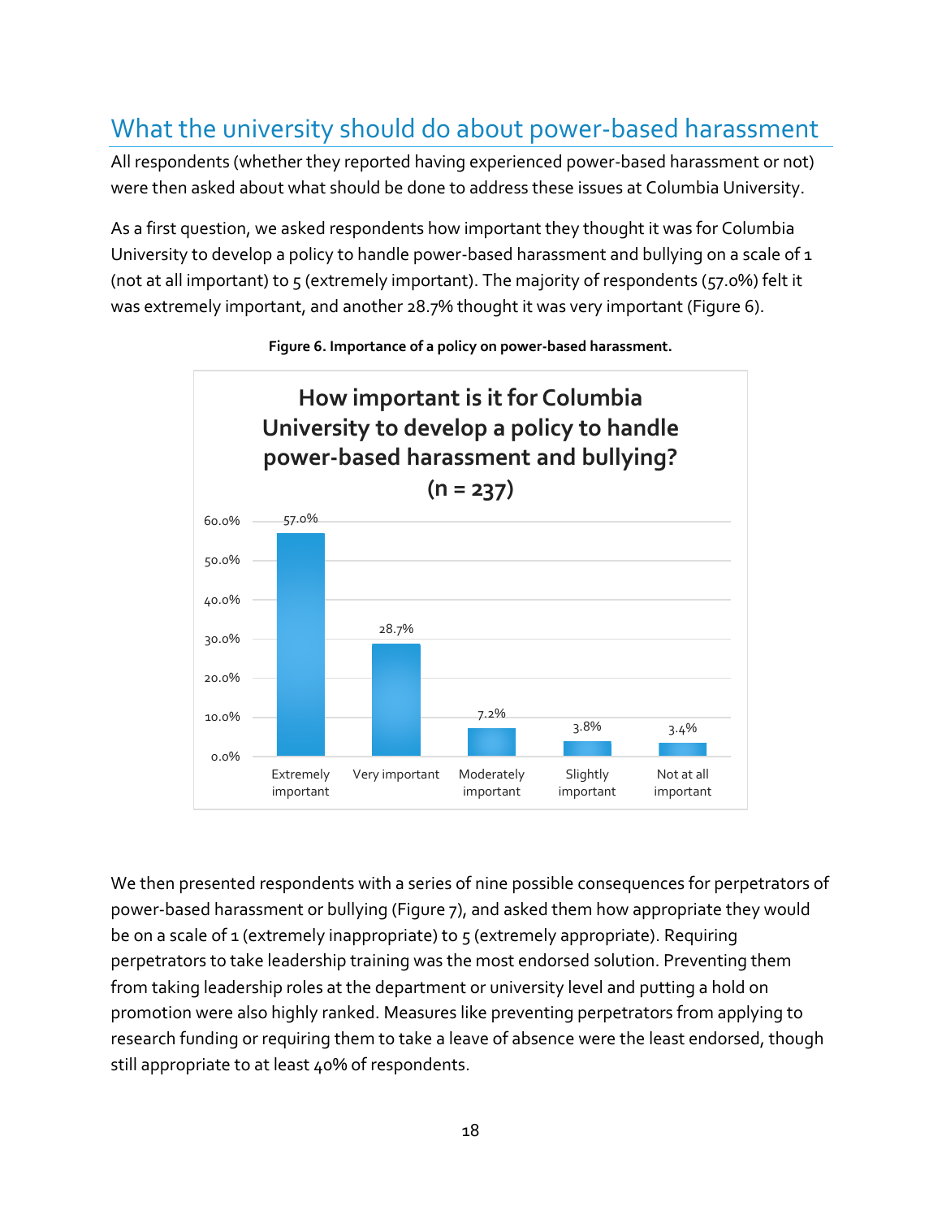## What the university should do about power-based harassment

All respondents (whether they reported having experienced power-based harassment or not) were then asked about what should be done to address these issues at Columbia University.

As a first question, we asked respondents how important they thought it was for Columbia University to develop a policy to handle power-based harassment and bullying on a scale of 1 (not at all important) to 5 (extremely important). The majority of respondents (57.0%) felt it was extremely important, and another 28.7% thought it was very important (Figure 6).

**Figure 6. Importance of a policy on power-based harassment.**

**How important is it for Columbia University to develop a policy to handle power-based harassment and bullying? (n = 237)**

| Response | Percentage |
| --- | --- |
| Extremely important | 57.0% |
| Very important | 28.7% |
| Moderately important | 7.2% |
| Slightly important | 3.8% |
| Not at all important | 3.4% |

We then presented respondents with a series of nine possible consequences for perpetrators of power-based harassment or bullying (Figure 7), and asked them how appropriate they would be on a scale of 1 (extremely inappropriate) to 5 (extremely appropriate). Requiring perpetrators to take leadership training was the most endorsed solution. Preventing them from taking leadership roles at the department or university level and putting a hold on promotion were also highly ranked. Measures like preventing perpetrators from applying to research funding or requiring them to take a leave of absence were the least endorsed, though still appropriate to at least 40% of respondents.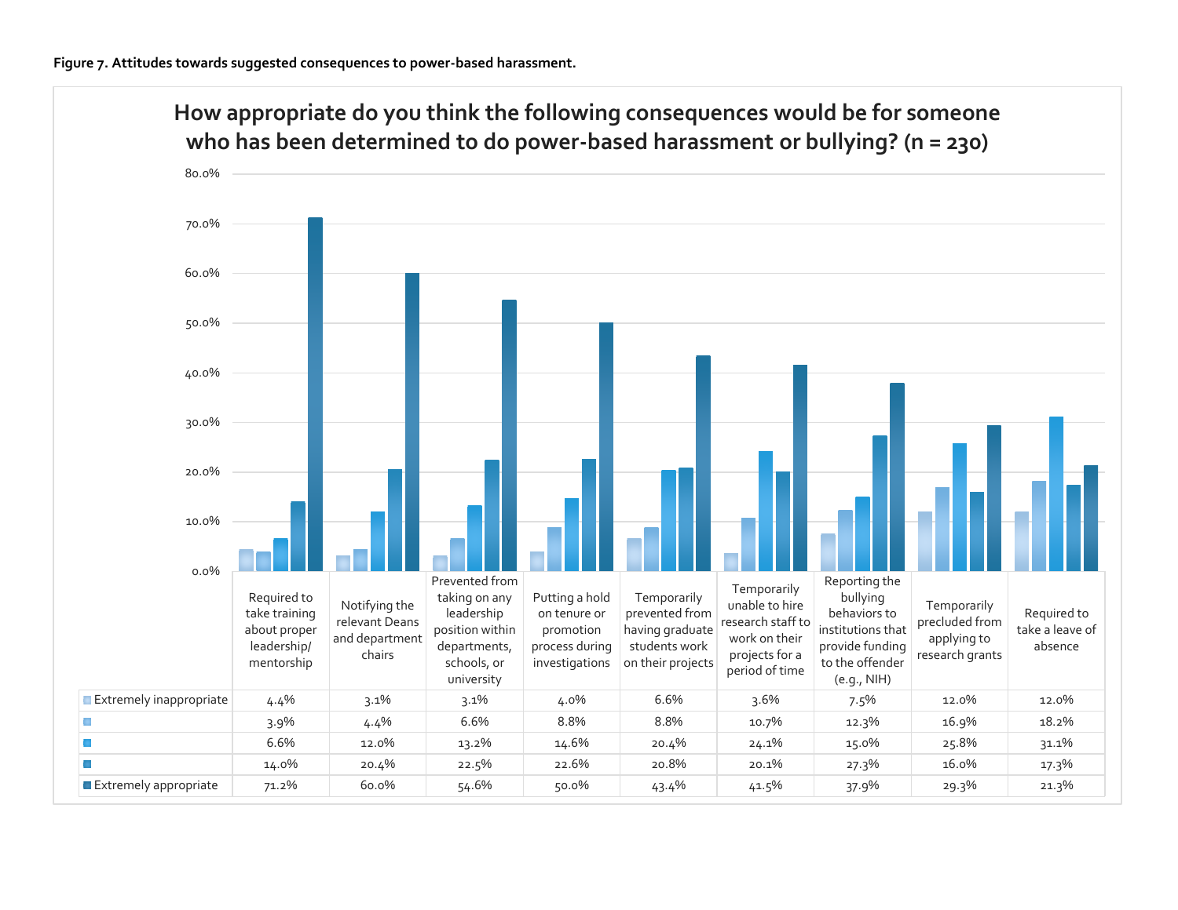**Figure 7. Attitudes towards suggested consequences to power-based harassment.**

## How appropriate do you think the following consequences would be for someone who has been determined to do power-based harassment or bullying? (n = 230)

| | Required to take training about proper leadership/ mentorship | Notifying the relevant Deans and department chairs | Prevented from taking on any leadership position within departments, schools, or university | Putting a hold on tenure or promotion process during investigations | Temporarily prevented from having graduate students work on their projects | Temporarily unable to hire research staff to work on their projects for a period of time | Reporting the bullying behaviors to institutions that provide funding to the offender (e.g., NIH) | Temporarily precluded from applying to research grants | Required to take a leave of absence |
|---|---|---|---|---|---|---|---|---|---|
| Extremely inappropriate | 4.4% | 3.1% | 3.1% | 4.0% | 6.6% | 3.6% | 7.5% | 12.0% | 12.0% |
| | 3.9% | 4.4% | 6.6% | 8.8% | 8.8% | 10.7% | 12.3% | 16.9% | 18.2% |
| | 6.6% | 12.0% | 13.2% | 14.6% | 20.4% | 24.1% | 15.0% | 25.8% | 31.1% |
| | 14.0% | 20.4% | 22.5% | 22.6% | 20.8% | 20.1% | 27.3% | 16.0% | 17.3% |
| Extremely appropriate | 71.2% | 60.0% | 54.6% | 50.0% | 43.4% | 41.5% | 37.9% | 29.3% | 21.3% |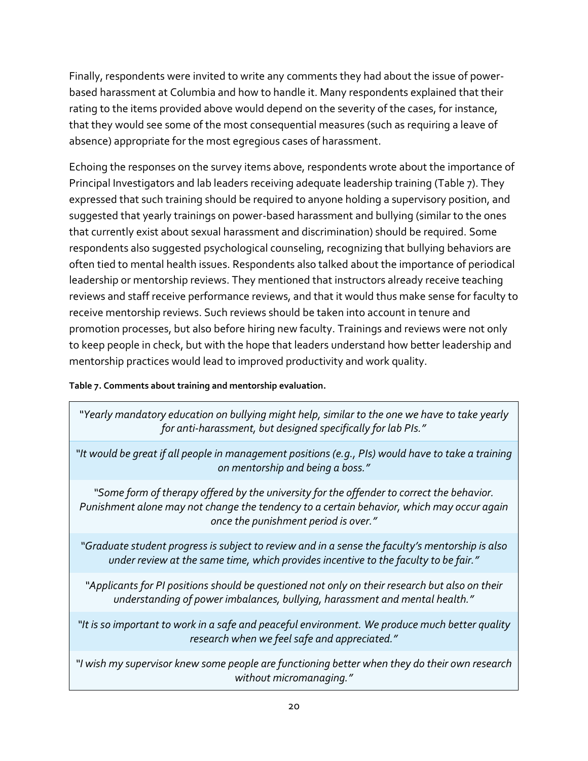Finally, respondents were invited to write any comments they had about the issue of power-based harassment at Columbia and how to handle it. Many respondents explained that their rating to the items provided above would depend on the severity of the cases, for instance, that they would see some of the most consequential measures (such as requiring a leave of absence) appropriate for the most egregious cases of harassment.

Echoing the responses on the survey items above, respondents wrote about the importance of Principal Investigators and lab leaders receiving adequate leadership training (Table 7). They expressed that such training should be required to anyone holding a supervisory position, and suggested that yearly trainings on power-based harassment and bullying (similar to the ones that currently exist about sexual harassment and discrimination) should be required. Some respondents also suggested psychological counseling, recognizing that bullying behaviors are often tied to mental health issues. Respondents also talked about the importance of periodical leadership or mentorship reviews. They mentioned that instructors already receive teaching reviews and staff receive performance reviews, and that it would thus make sense for faculty to receive mentorship reviews. Such reviews should be taken into account in tenure and promotion processes, but also before hiring new faculty. Trainings and reviews were not only to keep people in check, but with the hope that leaders understand how better leadership and mentorship practices would lead to improved productivity and work quality.

**Table 7. Comments about training and mentorship evaluation.**

| |
|---|
| *"Yearly mandatory education on bullying might help, similar to the one we have to take yearly for anti-harassment, but designed specifically for lab PIs."* |
| *"It would be great if all people in management positions (e.g., PIs) would have to take a training on mentorship and being a boss."* |
| *"Some form of therapy offered by the university for the offender to correct the behavior. Punishment alone may not change the tendency to a certain behavior, which may occur again once the punishment period is over."* |
| *"Graduate student progress is subject to review and in a sense the faculty's mentorship is also under review at the same time, which provides incentive to the faculty to be fair."* |
| *"Applicants for PI positions should be questioned not only on their research but also on their understanding of power imbalances, bullying, harassment and mental health."* |
| *"It is so important to work in a safe and peaceful environment. We produce much better quality research when we feel safe and appreciated."* |
| *"I wish my supervisor knew some people are functioning better when they do their own research without micromanaging."* |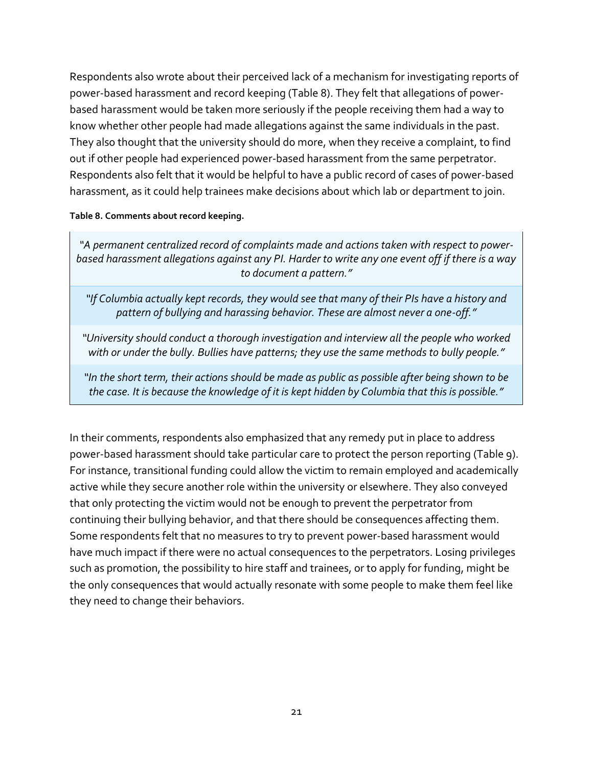Respondents also wrote about their perceived lack of a mechanism for investigating reports of power-based harassment and record keeping (Table 8). They felt that allegations of power-based harassment would be taken more seriously if the people receiving them had a way to know whether other people had made allegations against the same individuals in the past. They also thought that the university should do more, when they receive a complaint, to find out if other people had experienced power-based harassment from the same perpetrator. Respondents also felt that it would be helpful to have a public record of cases of power-based harassment, as it could help trainees make decisions about which lab or department to join.

**Table 8. Comments about record keeping.**

| |
|---|
| *"A permanent centralized record of complaints made and actions taken with respect to power-based harassment allegations against any PI. Harder to write any one event off if there is a way to document a pattern."* |
| *"If Columbia actually kept records, they would see that many of their PIs have a history and pattern of bullying and harassing behavior. These are almost never a one-off."* |
| *"University should conduct a thorough investigation and interview all the people who worked with or under the bully. Bullies have patterns; they use the same methods to bully people."* |
| *"In the short term, their actions should be made as public as possible after being shown to be the case. It is because the knowledge of it is kept hidden by Columbia that this is possible."* |

In their comments, respondents also emphasized that any remedy put in place to address power-based harassment should take particular care to protect the person reporting (Table 9). For instance, transitional funding could allow the victim to remain employed and academically active while they secure another role within the university or elsewhere. They also conveyed that only protecting the victim would not be enough to prevent the perpetrator from continuing their bullying behavior, and that there should be consequences affecting them. Some respondents felt that no measures to try to prevent power-based harassment would have much impact if there were no actual consequences to the perpetrators. Losing privileges such as promotion, the possibility to hire staff and trainees, or to apply for funding, might be the only consequences that would actually resonate with some people to make them feel like they need to change their behaviors.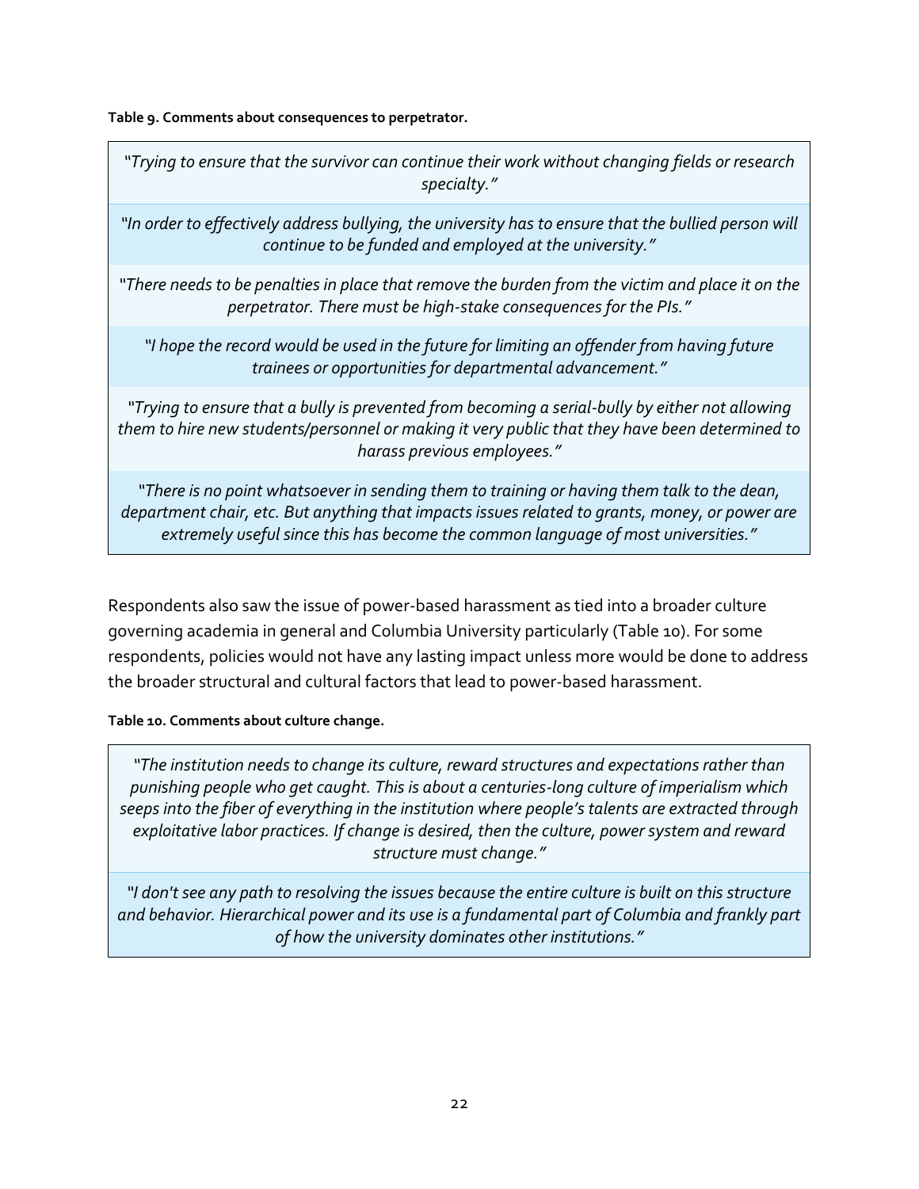**Table 9. Comments about consequences to perpetrator.**

| |
|---|
| *"Trying to ensure that the survivor can continue their work without changing fields or research specialty."* |
| *"In order to effectively address bullying, the university has to ensure that the bullied person will continue to be funded and employed at the university."* |
| *"There needs to be penalties in place that remove the burden from the victim and place it on the perpetrator. There must be high-stake consequences for the PIs."* |
| *"I hope the record would be used in the future for limiting an offender from having future trainees or opportunities for departmental advancement."* |
| *"Trying to ensure that a bully is prevented from becoming a serial-bully by either not allowing them to hire new students/personnel or making it very public that they have been determined to harass previous employees."* |
| *"There is no point whatsoever in sending them to training or having them talk to the dean, department chair, etc. But anything that impacts issues related to grants, money, or power are extremely useful since this has become the common language of most universities."* |

Respondents also saw the issue of power-based harassment as tied into a broader culture governing academia in general and Columbia University particularly (Table 10). For some respondents, policies would not have any lasting impact unless more would be done to address the broader structural and cultural factors that lead to power-based harassment.

**Table 10. Comments about culture change.**

| |
|---|
| *"The institution needs to change its culture, reward structures and expectations rather than punishing people who get caught. This is about a centuries-long culture of imperialism which seeps into the fiber of everything in the institution where people's talents are extracted through exploitative labor practices. If change is desired, then the culture, power system and reward structure must change."* |
| *"I don't see any path to resolving the issues because the entire culture is built on this structure and behavior. Hierarchical power and its use is a fundamental part of Columbia and frankly part of how the university dominates other institutions."* |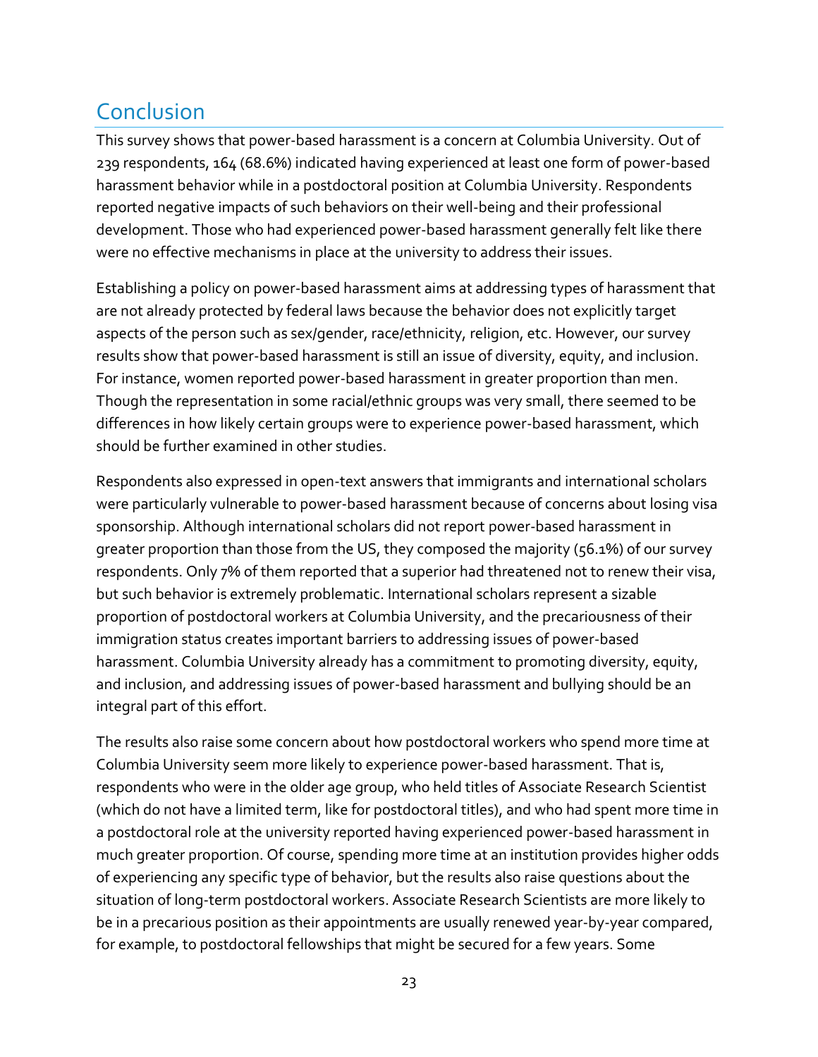## Conclusion

This survey shows that power-based harassment is a concern at Columbia University. Out of 239 respondents, 164 (68.6%) indicated having experienced at least one form of power-based harassment behavior while in a postdoctoral position at Columbia University. Respondents reported negative impacts of such behaviors on their well-being and their professional development. Those who had experienced power-based harassment generally felt like there were no effective mechanisms in place at the university to address their issues.

Establishing a policy on power-based harassment aims at addressing types of harassment that are not already protected by federal laws because the behavior does not explicitly target aspects of the person such as sex/gender, race/ethnicity, religion, etc. However, our survey results show that power-based harassment is still an issue of diversity, equity, and inclusion. For instance, women reported power-based harassment in greater proportion than men. Though the representation in some racial/ethnic groups was very small, there seemed to be differences in how likely certain groups were to experience power-based harassment, which should be further examined in other studies.

Respondents also expressed in open-text answers that immigrants and international scholars were particularly vulnerable to power-based harassment because of concerns about losing visa sponsorship. Although international scholars did not report power-based harassment in greater proportion than those from the US, they composed the majority (56.1%) of our survey respondents. Only 7% of them reported that a superior had threatened not to renew their visa, but such behavior is extremely problematic. International scholars represent a sizable proportion of postdoctoral workers at Columbia University, and the precariousness of their immigration status creates important barriers to addressing issues of power-based harassment. Columbia University already has a commitment to promoting diversity, equity, and inclusion, and addressing issues of power-based harassment and bullying should be an integral part of this effort.

The results also raise some concern about how postdoctoral workers who spend more time at Columbia University seem more likely to experience power-based harassment. That is, respondents who were in the older age group, who held titles of Associate Research Scientist (which do not have a limited term, like for postdoctoral titles), and who had spent more time in a postdoctoral role at the university reported having experienced power-based harassment in much greater proportion. Of course, spending more time at an institution provides higher odds of experiencing any specific type of behavior, but the results also raise questions about the situation of long-term postdoctoral workers. Associate Research Scientists are more likely to be in a precarious position as their appointments are usually renewed year-by-year compared, for example, to postdoctoral fellowships that might be secured for a few years. Some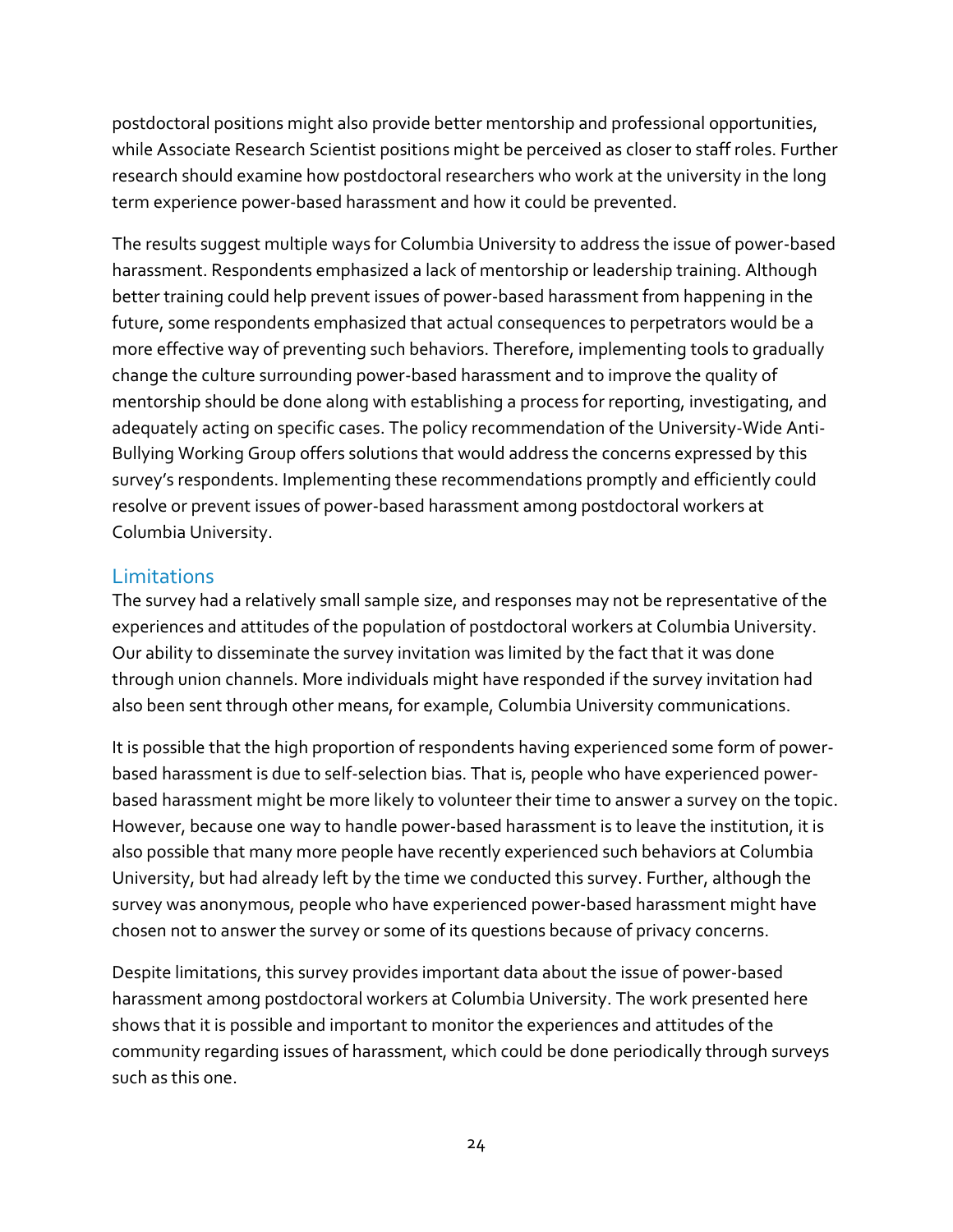postdoctoral positions might also provide better mentorship and professional opportunities, while Associate Research Scientist positions might be perceived as closer to staff roles. Further research should examine how postdoctoral researchers who work at the university in the long term experience power-based harassment and how it could be prevented.

The results suggest multiple ways for Columbia University to address the issue of power-based harassment. Respondents emphasized a lack of mentorship or leadership training. Although better training could help prevent issues of power-based harassment from happening in the future, some respondents emphasized that actual consequences to perpetrators would be a more effective way of preventing such behaviors. Therefore, implementing tools to gradually change the culture surrounding power-based harassment and to improve the quality of mentorship should be done along with establishing a process for reporting, investigating, and adequately acting on specific cases. The policy recommendation of the University-Wide Anti-Bullying Working Group offers solutions that would address the concerns expressed by this survey's respondents. Implementing these recommendations promptly and efficiently could resolve or prevent issues of power-based harassment among postdoctoral workers at Columbia University.

## Limitations

The survey had a relatively small sample size, and responses may not be representative of the experiences and attitudes of the population of postdoctoral workers at Columbia University. Our ability to disseminate the survey invitation was limited by the fact that it was done through union channels. More individuals might have responded if the survey invitation had also been sent through other means, for example, Columbia University communications.

It is possible that the high proportion of respondents having experienced some form of power-based harassment is due to self-selection bias. That is, people who have experienced power-based harassment might be more likely to volunteer their time to answer a survey on the topic. However, because one way to handle power-based harassment is to leave the institution, it is also possible that many more people have recently experienced such behaviors at Columbia University, but had already left by the time we conducted this survey. Further, although the survey was anonymous, people who have experienced power-based harassment might have chosen not to answer the survey or some of its questions because of privacy concerns.

Despite limitations, this survey provides important data about the issue of power-based harassment among postdoctoral workers at Columbia University. The work presented here shows that it is possible and important to monitor the experiences and attitudes of the community regarding issues of harassment, which could be done periodically through surveys such as this one.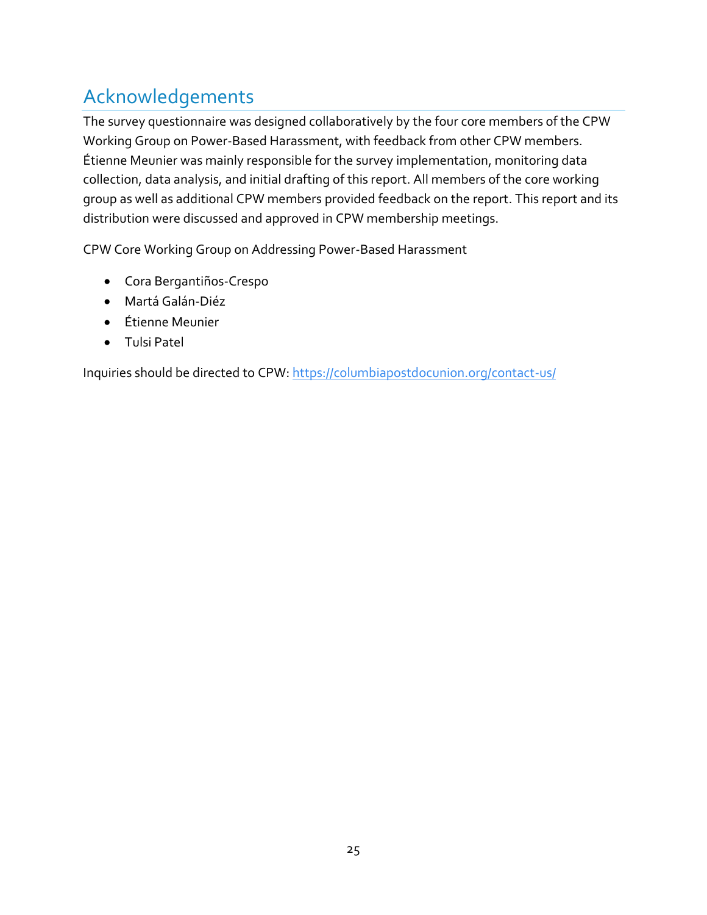## Acknowledgements

The survey questionnaire was designed collaboratively by the four core members of the CPW Working Group on Power-Based Harassment, with feedback from other CPW members. Étienne Meunier was mainly responsible for the survey implementation, monitoring data collection, data analysis, and initial drafting of this report. All members of the core working group as well as additional CPW members provided feedback on the report. This report and its distribution were discussed and approved in CPW membership meetings.

CPW Core Working Group on Addressing Power-Based Harassment

- Cora Bergantiños-Crespo
- Martá Galán-Diéz
- Étienne Meunier
- Tulsi Patel

Inquiries should be directed to CPW: https://columbiapostdocunion.org/contact-us/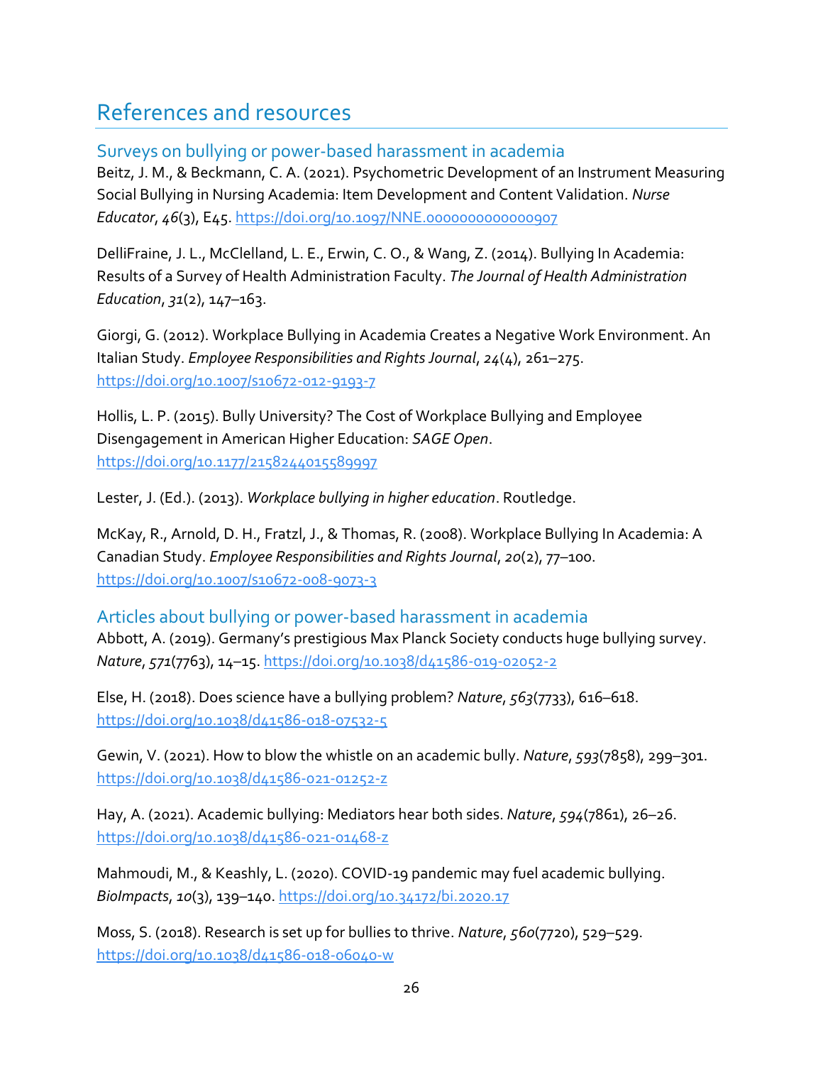# References and resources

## Surveys on bullying or power-based harassment in academia

Beitz, J. M., & Beckmann, C. A. (2021). Psychometric Development of an Instrument Measuring Social Bullying in Nursing Academia: Item Development and Content Validation. *Nurse Educator*, *46*(3), E45. https://doi.org/10.1097/NNE.0000000000000907

DelliFraine, J. L., McClelland, L. E., Erwin, C. O., & Wang, Z. (2014). Bullying In Academia: Results of a Survey of Health Administration Faculty. *The Journal of Health Administration Education*, *31*(2), 147–163.

Giorgi, G. (2012). Workplace Bullying in Academia Creates a Negative Work Environment. An Italian Study. *Employee Responsibilities and Rights Journal*, *24*(4), 261–275. https://doi.org/10.1007/s10672-012-9193-7

Hollis, L. P. (2015). Bully University? The Cost of Workplace Bullying and Employee Disengagement in American Higher Education: *SAGE Open*. https://doi.org/10.1177/2158244015589997

Lester, J. (Ed.). (2013). *Workplace bullying in higher education*. Routledge.

McKay, R., Arnold, D. H., Fratzl, J., & Thomas, R. (2008). Workplace Bullying In Academia: A Canadian Study. *Employee Responsibilities and Rights Journal*, *20*(2), 77–100. https://doi.org/10.1007/s10672-008-9073-3

## Articles about bullying or power-based harassment in academia

Abbott, A. (2019). Germany's prestigious Max Planck Society conducts huge bullying survey. *Nature*, *571*(7763), 14–15. https://doi.org/10.1038/d41586-019-02052-2

Else, H. (2018). Does science have a bullying problem? *Nature*, *563*(7733), 616–618. https://doi.org/10.1038/d41586-018-07532-5

Gewin, V. (2021). How to blow the whistle on an academic bully. *Nature*, *593*(7858), 299–301. https://doi.org/10.1038/d41586-021-01252-z

Hay, A. (2021). Academic bullying: Mediators hear both sides. *Nature*, *594*(7861), 26–26. https://doi.org/10.1038/d41586-021-01468-z

Mahmoudi, M., & Keashly, L. (2020). COVID-19 pandemic may fuel academic bullying. *BioImpacts*, *10*(3), 139–140. https://doi.org/10.34172/bi.2020.17

Moss, S. (2018). Research is set up for bullies to thrive. *Nature*, *560*(7720), 529–529. https://doi.org/10.1038/d41586-018-06040-w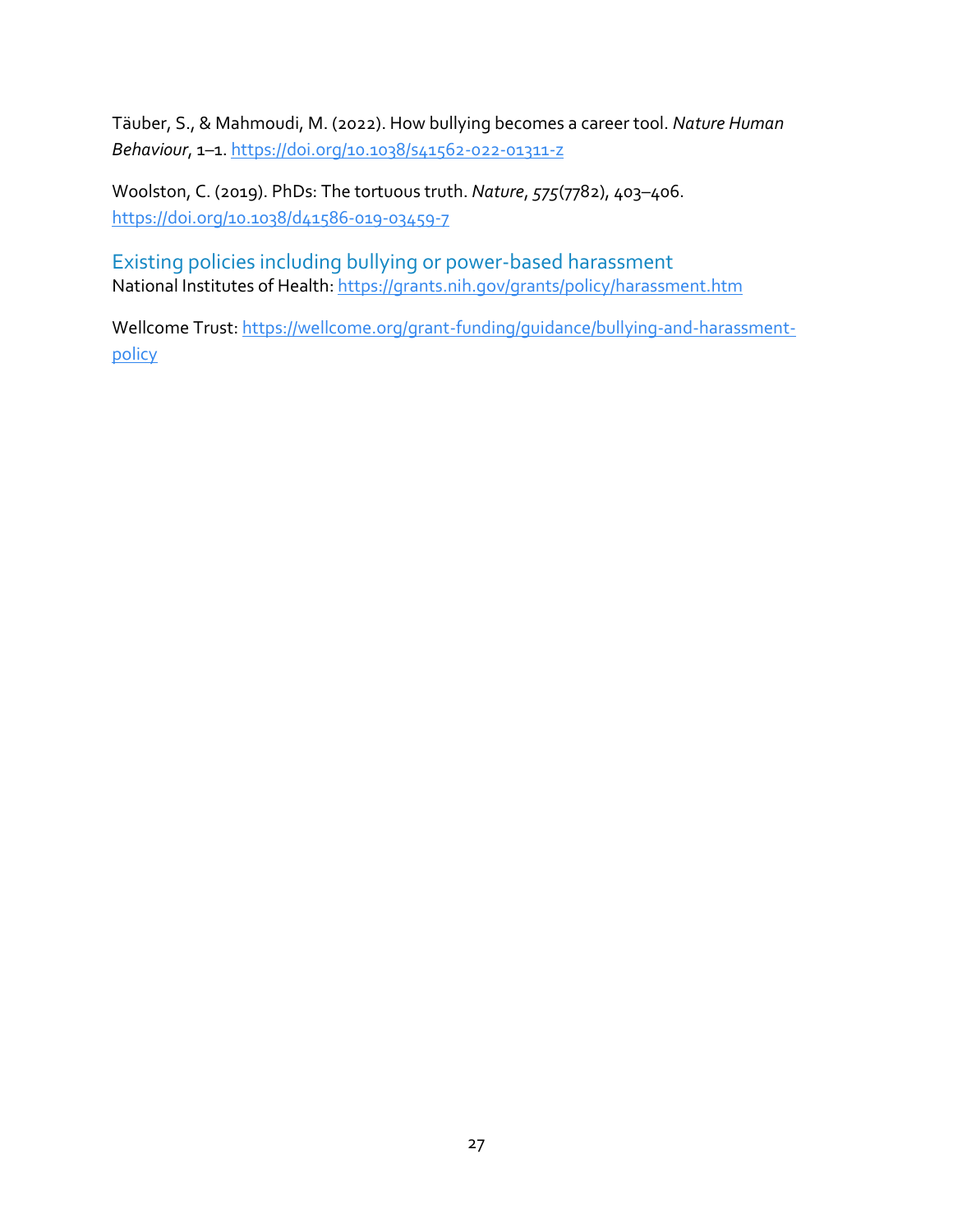Täuber, S., & Mahmoudi, M. (2022). How bullying becomes a career tool. *Nature Human Behaviour*, 1–1. https://doi.org/10.1038/s41562-022-01311-z

Woolston, C. (2019). PhDs: The tortuous truth. *Nature*, *575*(7782), 403–406. https://doi.org/10.1038/d41586-019-03459-7

## Existing policies including bullying or power-based harassment

National Institutes of Health: https://grants.nih.gov/grants/policy/harassment.htm

Wellcome Trust: https://wellcome.org/grant-funding/guidance/bullying-and-harassment-policy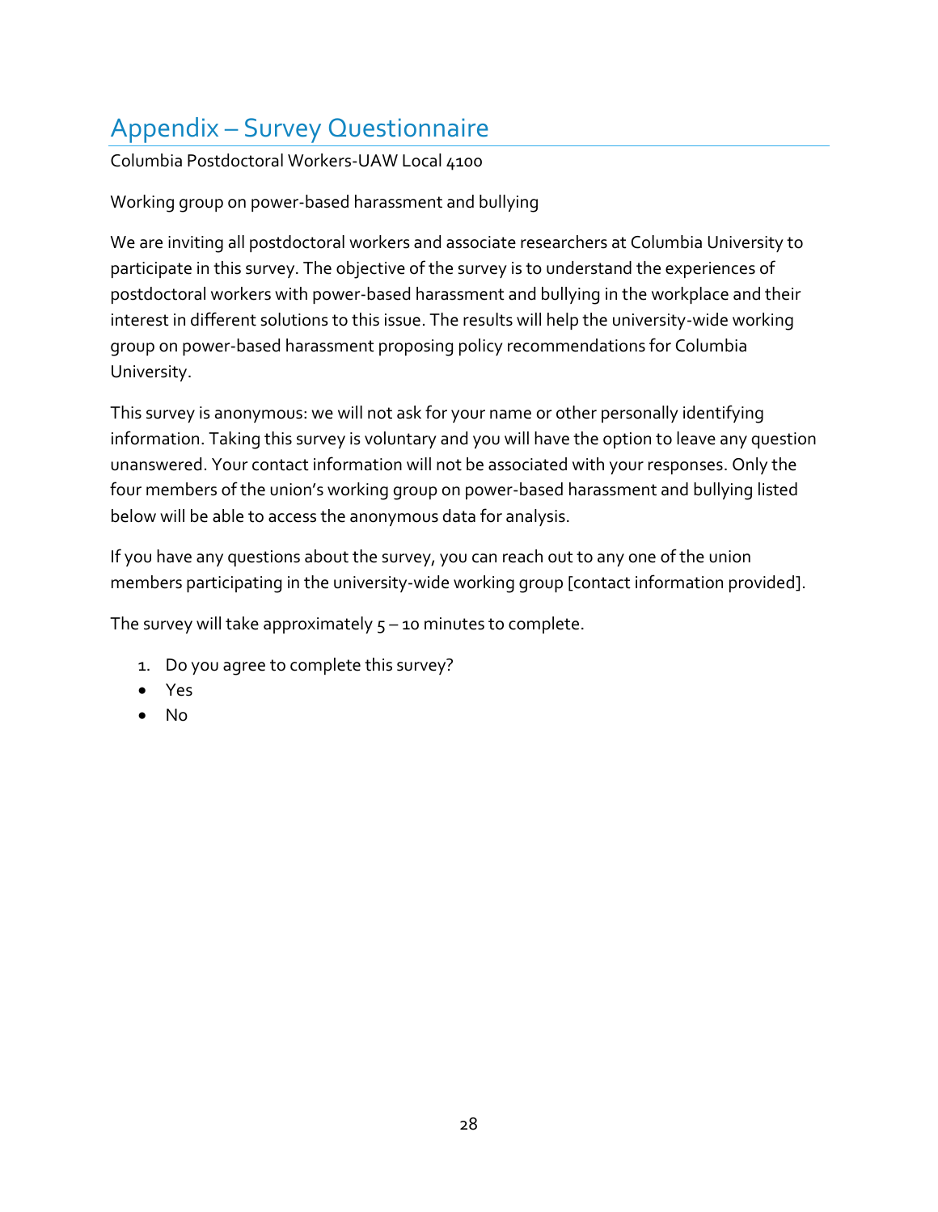# Appendix – Survey Questionnaire

Columbia Postdoctoral Workers-UAW Local 4100

Working group on power-based harassment and bullying

We are inviting all postdoctoral workers and associate researchers at Columbia University to participate in this survey. The objective of the survey is to understand the experiences of postdoctoral workers with power-based harassment and bullying in the workplace and their interest in different solutions to this issue. The results will help the university-wide working group on power-based harassment proposing policy recommendations for Columbia University.

This survey is anonymous: we will not ask for your name or other personally identifying information. Taking this survey is voluntary and you will have the option to leave any question unanswered. Your contact information will not be associated with your responses. Only the four members of the union's working group on power-based harassment and bullying listed below will be able to access the anonymous data for analysis.

If you have any questions about the survey, you can reach out to any one of the union members participating in the university-wide working group [contact information provided].

The survey will take approximately 5 – 10 minutes to complete.

1. Do you agree to complete this survey?

- Yes
- No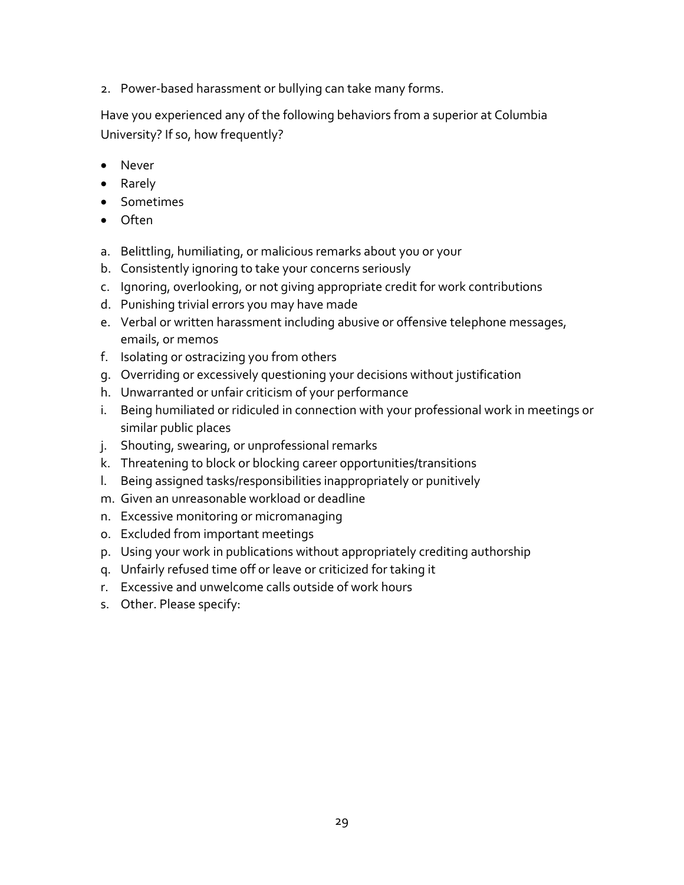2. Power-based harassment or bullying can take many forms.

Have you experienced any of the following behaviors from a superior at Columbia University? If so, how frequently?

- Never
- Rarely
- Sometimes
- Often

a. Belittling, humiliating, or malicious remarks about you or your
b. Consistently ignoring to take your concerns seriously
c. Ignoring, overlooking, or not giving appropriate credit for work contributions
d. Punishing trivial errors you may have made
e. Verbal or written harassment including abusive or offensive telephone messages, emails, or memos
f. Isolating or ostracizing you from others
g. Overriding or excessively questioning your decisions without justification
h. Unwarranted or unfair criticism of your performance
i. Being humiliated or ridiculed in connection with your professional work in meetings or similar public places
j. Shouting, swearing, or unprofessional remarks
k. Threatening to block or blocking career opportunities/transitions
l. Being assigned tasks/responsibilities inappropriately or punitively
m. Given an unreasonable workload or deadline
n. Excessive monitoring or micromanaging
o. Excluded from important meetings
p. Using your work in publications without appropriately crediting authorship
q. Unfairly refused time off or leave or criticized for taking it
r. Excessive and unwelcome calls outside of work hours
s. Other. Please specify: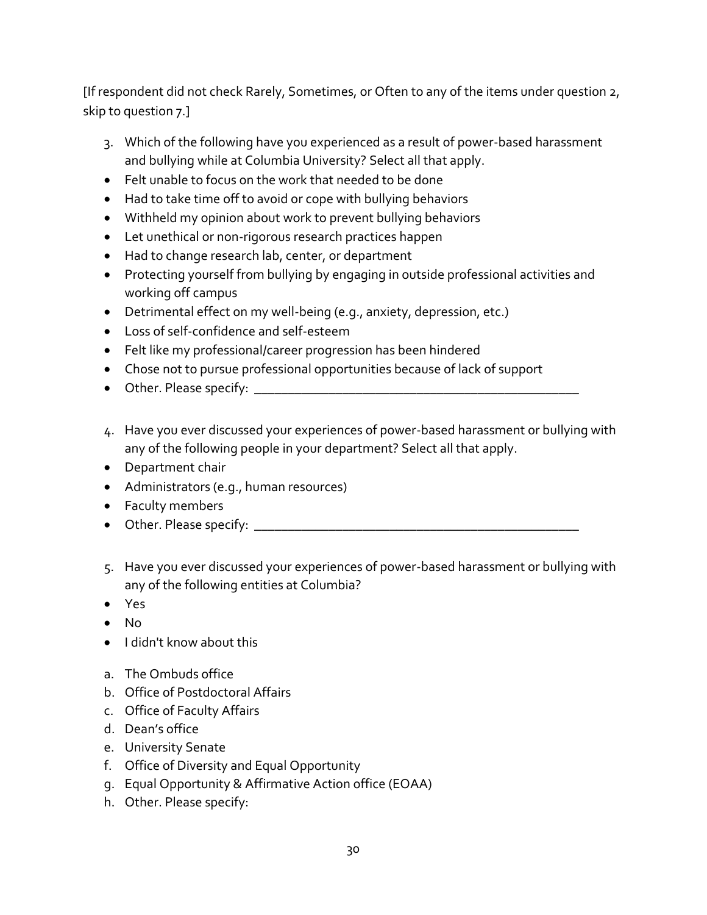[If respondent did not check Rarely, Sometimes, or Often to any of the items under question 2, skip to question 7.]

3. Which of the following have you experienced as a result of power-based harassment and bullying while at Columbia University? Select all that apply.

- Felt unable to focus on the work that needed to be done
- Had to take time off to avoid or cope with bullying behaviors
- Withheld my opinion about work to prevent bullying behaviors
- Let unethical or non-rigorous research practices happen
- Had to change research lab, center, or department
- Protecting yourself from bullying by engaging in outside professional activities and working off campus
- Detrimental effect on my well-being (e.g., anxiety, depression, etc.)
- Loss of self-confidence and self-esteem
- Felt like my professional/career progression has been hindered
- Chose not to pursue professional opportunities because of lack of support
- Other. Please specify: ______________________________________________

4. Have you ever discussed your experiences of power-based harassment or bullying with any of the following people in your department? Select all that apply.

- Department chair
- Administrators (e.g., human resources)
- Faculty members
- Other. Please specify: ______________________________________________

5. Have you ever discussed your experiences of power-based harassment or bullying with any of the following entities at Columbia?

- Yes
- No
- I didn't know about this

a. The Ombuds office
b. Office of Postdoctoral Affairs
c. Office of Faculty Affairs
d. Dean's office
e. University Senate
f. Office of Diversity and Equal Opportunity
g. Equal Opportunity & Affirmative Action office (EOAA)
h. Other. Please specify: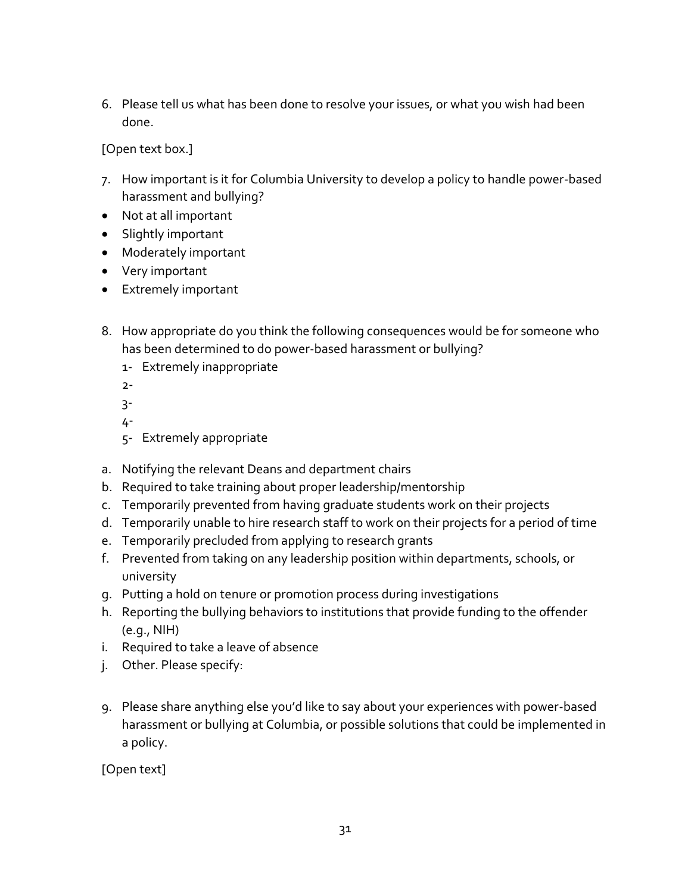6. Please tell us what has been done to resolve your issues, or what you wish had been done.

[Open text box.]

7. How important is it for Columbia University to develop a policy to handle power-based harassment and bullying?

- Not at all important
- Slightly important
- Moderately important
- Very important
- Extremely important

8. How appropriate do you think the following consequences would be for someone who has been determined to do power-based harassment or bullying?
   1- Extremely inappropriate
   2-
   3-
   4-
   5- Extremely appropriate

a. Notifying the relevant Deans and department chairs
b. Required to take training about proper leadership/mentorship
c. Temporarily prevented from having graduate students work on their projects
d. Temporarily unable to hire research staff to work on their projects for a period of time
e. Temporarily precluded from applying to research grants
f. Prevented from taking on any leadership position within departments, schools, or university
g. Putting a hold on tenure or promotion process during investigations
h. Reporting the bullying behaviors to institutions that provide funding to the offender (e.g., NIH)
i. Required to take a leave of absence
j. Other. Please specify:

9. Please share anything else you'd like to say about your experiences with power-based harassment or bullying at Columbia, or possible solutions that could be implemented in a policy.

[Open text]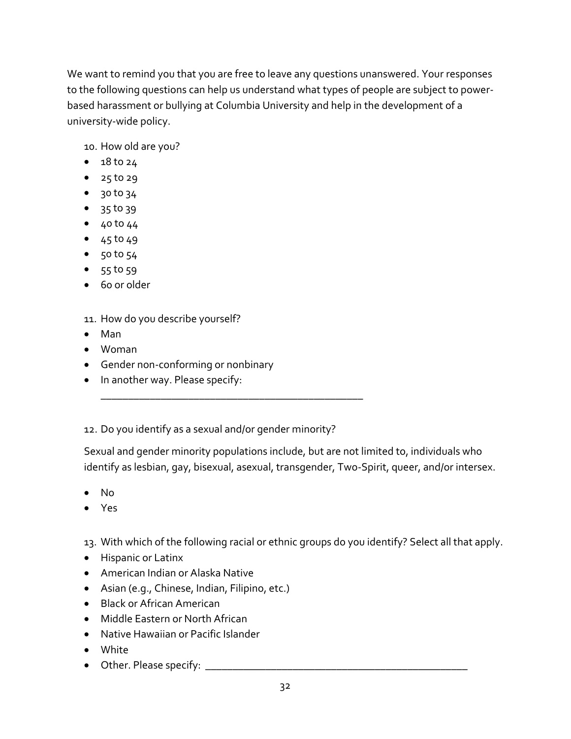We want to remind you that you are free to leave any questions unanswered. Your responses to the following questions can help us understand what types of people are subject to power-based harassment or bullying at Columbia University and help in the development of a university-wide policy.

10. How old are you?

- 18 to 24
- 25 to 29
- 30 to 34
- 35 to 39
- 40 to 44
- 45 to 49
- 50 to 54
- 55 to 59
- 60 or older

11. How do you describe yourself?

- Man
- Woman
- Gender non-conforming or nonbinary
- In another way. Please specify: ______________________________________________

12. Do you identify as a sexual and/or gender minority?

Sexual and gender minority populations include, but are not limited to, individuals who identify as lesbian, gay, bisexual, asexual, transgender, Two-Spirit, queer, and/or intersex.

- No
- Yes

13. With which of the following racial or ethnic groups do you identify? Select all that apply.

- Hispanic or Latinx
- American Indian or Alaska Native
- Asian (e.g., Chinese, Indian, Filipino, etc.)
- Black or African American
- Middle Eastern or North African
- Native Hawaiian or Pacific Islander
- White
- Other. Please specify: ______________________________________________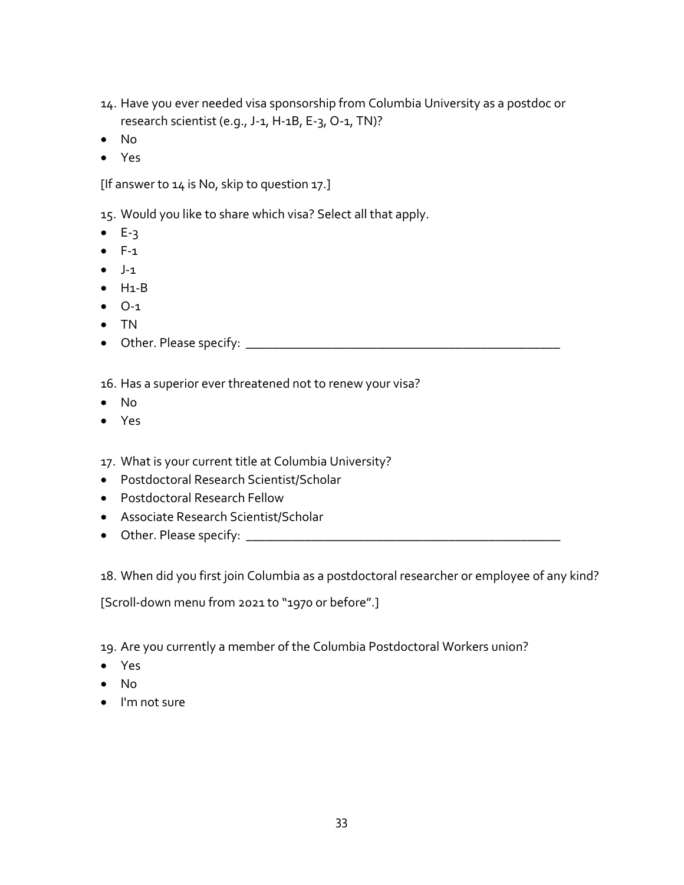14. Have you ever needed visa sponsorship from Columbia University as a postdoc or research scientist (e.g., J-1, H-1B, E-3, O-1, TN)?

- No
- Yes

[If answer to 14 is No, skip to question 17.]

15. Would you like to share which visa? Select all that apply.

- E-3
- F-1
- J-1
- H1-B
- O-1
- TN
- Other. Please specify: _______________________________________________

16. Has a superior ever threatened not to renew your visa?

- No
- Yes

17. What is your current title at Columbia University?

- Postdoctoral Research Scientist/Scholar
- Postdoctoral Research Fellow
- Associate Research Scientist/Scholar
- Other. Please specify: _______________________________________________

18. When did you first join Columbia as a postdoctoral researcher or employee of any kind?

[Scroll-down menu from 2021 to "1970 or before".]

19. Are you currently a member of the Columbia Postdoctoral Workers union?

- Yes
- No
- I'm not sure